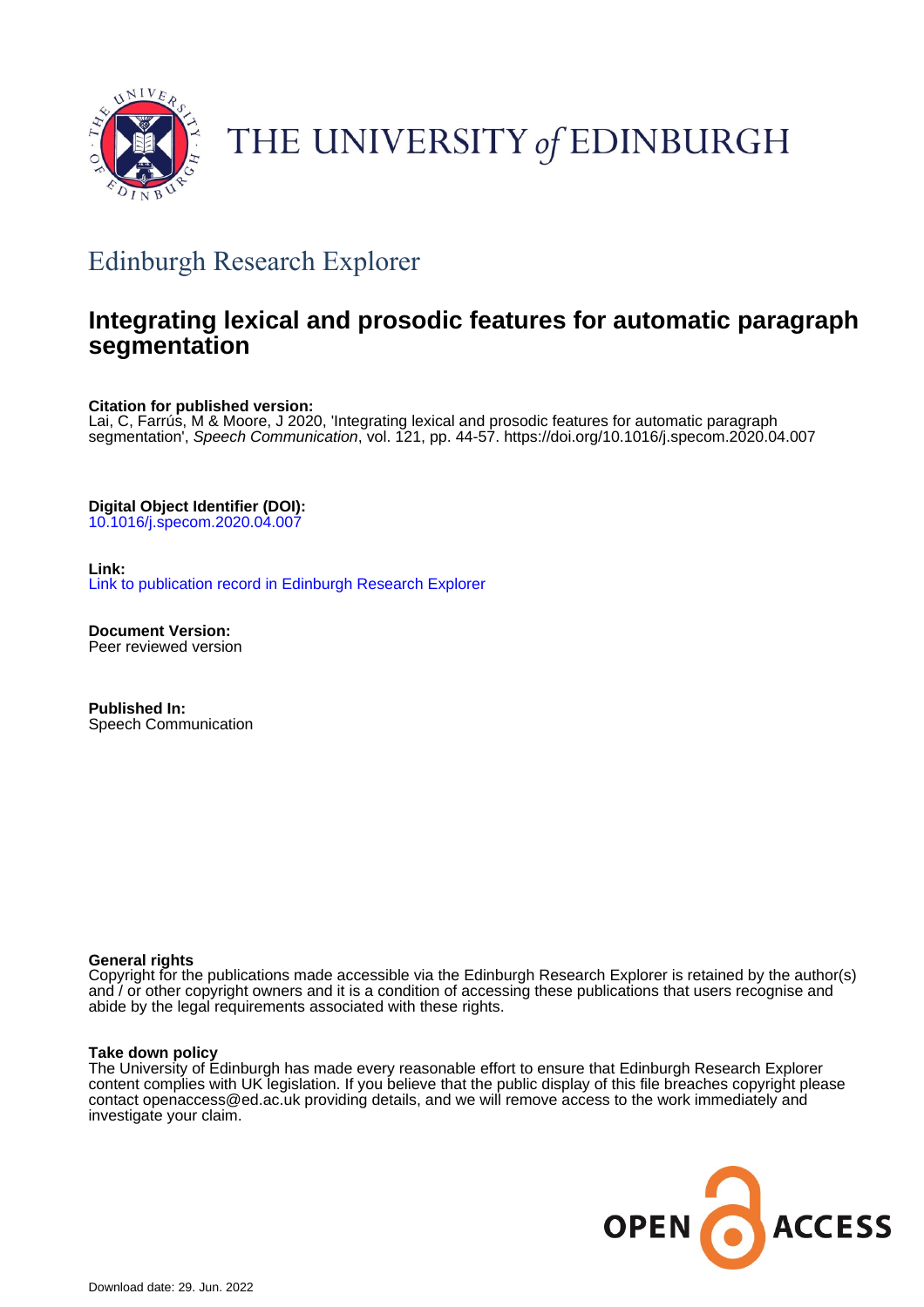THE UNIVERSITY of EDINBURGH

## Edinburgh Research Explorer

# Integrating lexical and prosodic features for automatic paragraph segmentation

**Citation for published version:**
Lai, C, Farrús, M & Moore, J 2020, 'Integrating lexical and prosodic features for automatic paragraph segmentation', *Speech Communication*, vol. 121, pp. 44-57. https://doi.org/10.1016/j.specom.2020.04.007

**Digital Object Identifier (DOI):**
10.1016/j.specom.2020.04.007

**Link:**
Link to publication record in Edinburgh Research Explorer

**Document Version:**
Peer reviewed version

**Published In:**
Speech Communication

**General rights**
Copyright for the publications made accessible via the Edinburgh Research Explorer is retained by the author(s) and / or other copyright owners and it is a condition of accessing these publications that users recognise and abide by the legal requirements associated with these rights.

**Take down policy**
The University of Edinburgh has made every reasonable effort to ensure that Edinburgh Research Explorer content complies with UK legislation. If you believe that the public display of this file breaches copyright please contact openaccess@ed.ac.uk providing details, and we will remove access to the work immediately and investigate your claim.

OPEN ACCESS

Download date: 29. Jun. 2022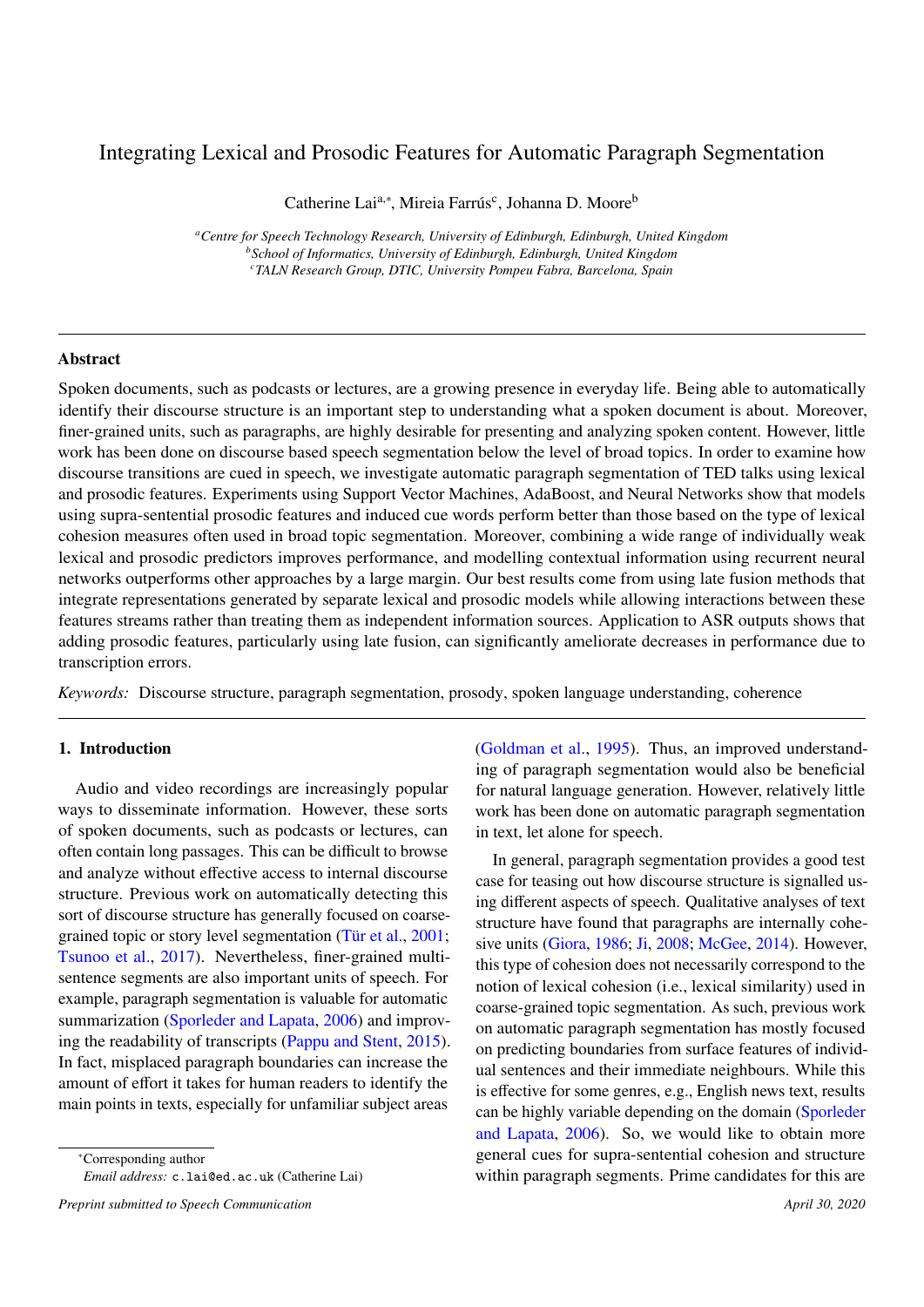# Integrating Lexical and Prosodic Features for Automatic Paragraph Segmentation

Catherine Lai[a,*], Mireia Farrús[c], Johanna D. Moore[b]

[a] *Centre for Speech Technology Research, University of Edinburgh, Edinburgh, United Kingdom*
[b] *School of Informatics, University of Edinburgh, Edinburgh, United Kingdom*
[c] *TALN Research Group, DTIC, University Pompeu Fabra, Barcelona, Spain*

---

## Abstract

Spoken documents, such as podcasts or lectures, are a growing presence in everyday life. Being able to automatically identify their discourse structure is an important step to understanding what a spoken document is about. Moreover, finer-grained units, such as paragraphs, are highly desirable for presenting and analyzing spoken content. However, little work has been done on discourse based speech segmentation below the level of broad topics. In order to examine how discourse transitions are cued in speech, we investigate automatic paragraph segmentation of TED talks using lexical and prosodic features. Experiments using Support Vector Machines, AdaBoost, and Neural Networks show that models using supra-sentential prosodic features and induced cue words perform better than those based on the type of lexical cohesion measures often used in broad topic segmentation. Moreover, combining a wide range of individually weak lexical and prosodic predictors improves performance, and modelling contextual information using recurrent neural networks outperforms other approaches by a large margin. Our best results come from using late fusion methods that integrate representations generated by separate lexical and prosodic models while allowing interactions between these features streams rather than treating them as independent information sources. Application to ASR outputs shows that adding prosodic features, particularly using late fusion, can significantly ameliorate decreases in performance due to transcription errors.

*Keywords:* Discourse structure, paragraph segmentation, prosody, spoken language understanding, coherence

---

## 1. Introduction

Audio and video recordings are increasingly popular ways to disseminate information. However, these sorts of spoken documents, such as podcasts or lectures, can often contain long passages. This can be difficult to browse and analyze without effective access to internal discourse structure. Previous work on automatically detecting this sort of discourse structure has generally focused on coarse-grained topic or story level segmentation (Tür et al., 2001; Tsunoo et al., 2017). Nevertheless, finer-grained multi-sentence segments are also important units of speech. For example, paragraph segmentation is valuable for automatic summarization (Sporleder and Lapata, 2006) and improving the readability of transcripts (Pappu and Stent, 2015). In fact, misplaced paragraph boundaries can increase the amount of effort it takes for human readers to identify the main points in texts, especially for unfamiliar subject areas (Goldman et al., 1995). Thus, an improved understanding of paragraph segmentation would also be beneficial for natural language generation. However, relatively little work has been done on automatic paragraph segmentation in text, let alone for speech.

In general, paragraph segmentation provides a good test case for teasing out how discourse structure is signalled using different aspects of speech. Qualitative analyses of text structure have found that paragraphs are internally cohesive units (Giora, 1986; Ji, 2008; McGee, 2014). However, this type of cohesion does not necessarily correspond to the notion of lexical cohesion (i.e., lexical similarity) used in coarse-grained topic segmentation. As such, previous work on automatic paragraph segmentation has mostly focused on predicting boundaries from surface features of individual sentences and their immediate neighbours. While this is effective for some genres, e.g., English news text, results can be highly variable depending on the domain (Sporleder and Lapata, 2006). So, we would like to obtain more general cues for supra-sentential cohesion and structure within paragraph segments. Prime candidates for this are

---

*Corresponding author
*Email address:* c.lai@ed.ac.uk (Catherine Lai)

*Preprint submitted to Speech Communication* — *April 30, 2020*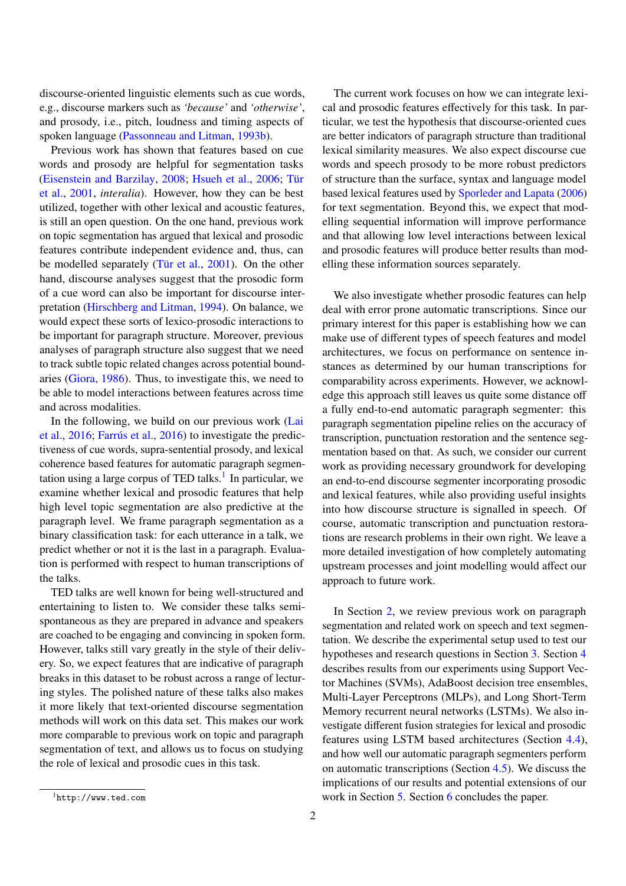discourse-oriented linguistic elements such as cue words, e.g., discourse markers such as *'because'* and *'otherwise'*, and prosody, i.e., pitch, loudness and timing aspects of spoken language (Passonneau and Litman, 1993b).

Previous work has shown that features based on cue words and prosody are helpful for segmentation tasks (Eisenstein and Barzilay, 2008; Hsueh et al., 2006; Tür et al., 2001, *interalia*). However, how they can be best utilized, together with other lexical and acoustic features, is still an open question. On the one hand, previous work on topic segmentation has argued that lexical and prosodic features contribute independent evidence and, thus, can be modelled separately (Tür et al., 2001). On the other hand, discourse analyses suggest that the prosodic form of a cue word can also be important for discourse interpretation (Hirschberg and Litman, 1994). On balance, we would expect these sorts of lexico-prosodic interactions to be important for paragraph structure. Moreover, previous analyses of paragraph structure also suggest that we need to track subtle topic related changes across potential boundaries (Giora, 1986). Thus, to investigate this, we need to be able to model interactions between features across time and across modalities.

In the following, we build on our previous work (Lai et al., 2016; Farrús et al., 2016) to investigate the predictiveness of cue words, supra-sentential prosody, and lexical coherence based features for automatic paragraph segmentation using a large corpus of TED talks.[1] In particular, we examine whether lexical and prosodic features that help high level topic segmentation are also predictive at the paragraph level. We frame paragraph segmentation as a binary classification task: for each utterance in a talk, we predict whether or not it is the last in a paragraph. Evaluation is performed with respect to human transcriptions of the talks.

TED talks are well known for being well-structured and entertaining to listen to. We consider these talks semi-spontaneous as they are prepared in advance and speakers are coached to be engaging and convincing in spoken form. However, talks still vary greatly in the style of their delivery. So, we expect features that are indicative of paragraph breaks in this dataset to be robust across a range of lecturing styles. The polished nature of these talks also makes it more likely that text-oriented discourse segmentation methods will work on this data set. This makes our work more comparable to previous work on topic and paragraph segmentation of text, and allows us to focus on studying the role of lexical and prosodic cues in this task.

[1] http://www.ted.com

The current work focuses on how we can integrate lexical and prosodic features effectively for this task. In particular, we test the hypothesis that discourse-oriented cues are better indicators of paragraph structure than traditional lexical similarity measures. We also expect discourse cue words and speech prosody to be more robust predictors of structure than the surface, syntax and language model based lexical features used by Sporleder and Lapata (2006) for text segmentation. Beyond this, we expect that modelling sequential information will improve performance and that allowing low level interactions between lexical and prosodic features will produce better results than modelling these information sources separately.

We also investigate whether prosodic features can help deal with error prone automatic transcriptions. Since our primary interest for this paper is establishing how we can make use of different types of speech features and model architectures, we focus on performance on sentence instances as determined by our human transcriptions for comparability across experiments. However, we acknowledge this approach still leaves us quite some distance off a fully end-to-end automatic paragraph segmenter: this paragraph segmentation pipeline relies on the accuracy of transcription, punctuation restoration and the sentence segmentation based on that. As such, we consider our current work as providing necessary groundwork for developing an end-to-end discourse segmenter incorporating prosodic and lexical features, while also providing useful insights into how discourse structure is signalled in speech. Of course, automatic transcription and punctuation restorations are research problems in their own right. We leave a more detailed investigation of how completely automating upstream processes and joint modelling would affect our approach to future work.

In Section 2, we review previous work on paragraph segmentation and related work on speech and text segmentation. We describe the experimental setup used to test our hypotheses and research questions in Section 3. Section 4 describes results from our experiments using Support Vector Machines (SVMs), AdaBoost decision tree ensembles, Multi-Layer Perceptrons (MLPs), and Long Short-Term Memory recurrent neural networks (LSTMs). We also investigate different fusion strategies for lexical and prosodic features using LSTM based architectures (Section 4.4), and how well our automatic paragraph segmenters perform on automatic transcriptions (Section 4.5). We discuss the implications of our results and potential extensions of our work in Section 5. Section 6 concludes the paper.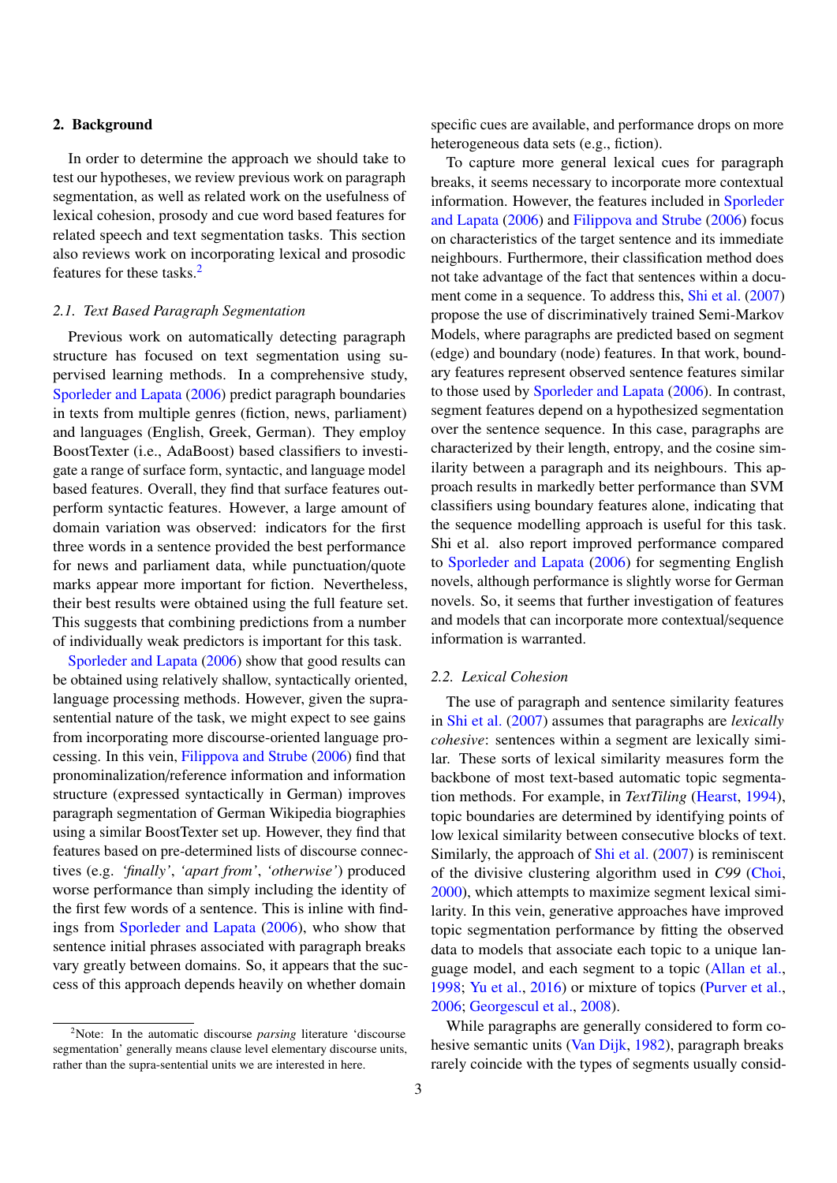## 2. Background

In order to determine the approach we should take to test our hypotheses, we review previous work on paragraph segmentation, as well as related work on the usefulness of lexical cohesion, prosody and cue word based features for related speech and text segmentation tasks. This section also reviews work on incorporating lexical and prosodic features for these tasks.[2]

### 2.1. Text Based Paragraph Segmentation

Previous work on automatically detecting paragraph structure has focused on text segmentation using supervised learning methods. In a comprehensive study, Sporleder and Lapata (2006) predict paragraph boundaries in texts from multiple genres (fiction, news, parliament) and languages (English, Greek, German). They employ BoostTexter (i.e., AdaBoost) based classifiers to investigate a range of surface form, syntactic, and language model based features. Overall, they find that surface features outperform syntactic features. However, a large amount of domain variation was observed: indicators for the first three words in a sentence provided the best performance for news and parliament data, while punctuation/quote marks appear more important for fiction. Nevertheless, their best results were obtained using the full feature set. This suggests that combining predictions from a number of individually weak predictors is important for this task.

Sporleder and Lapata (2006) show that good results can be obtained using relatively shallow, syntactically oriented, language processing methods. However, given the suprasentential nature of the task, we might expect to see gains from incorporating more discourse-oriented language processing. In this vein, Filippova and Strube (2006) find that pronominalization/reference information and information structure (expressed syntactically in German) improves paragraph segmentation of German Wikipedia biographies using a similar BoostTexter set up. However, they find that features based on pre-determined lists of discourse connectives (e.g. *'finally'*, *'apart from'*, *'otherwise'*) produced worse performance than simply including the identity of the first few words of a sentence. This is inline with findings from Sporleder and Lapata (2006), who show that sentence initial phrases associated with paragraph breaks vary greatly between domains. So, it appears that the success of this approach depends heavily on whether domain specific cues are available, and performance drops on more heterogeneous data sets (e.g., fiction).

To capture more general lexical cues for paragraph breaks, it seems necessary to incorporate more contextual information. However, the features included in Sporleder and Lapata (2006) and Filippova and Strube (2006) focus on characteristics of the target sentence and its immediate neighbours. Furthermore, their classification method does not take advantage of the fact that sentences within a document come in a sequence. To address this, Shi et al. (2007) propose the use of discriminatively trained Semi-Markov Models, where paragraphs are predicted based on segment (edge) and boundary (node) features. In that work, boundary features represent observed sentence features similar to those used by Sporleder and Lapata (2006). In contrast, segment features depend on a hypothesized segmentation over the sentence sequence. In this case, paragraphs are characterized by their length, entropy, and the cosine similarity between a paragraph and its neighbours. This approach results in markedly better performance than SVM classifiers using boundary features alone, indicating that the sequence modelling approach is useful for this task. Shi et al. also report improved performance compared to Sporleder and Lapata (2006) for segmenting English novels, although performance is slightly worse for German novels. So, it seems that further investigation of features and models that can incorporate more contextual/sequence information is warranted.

### 2.2. Lexical Cohesion

The use of paragraph and sentence similarity features in Shi et al. (2007) assumes that paragraphs are *lexically cohesive*: sentences within a segment are lexically similar. These sorts of lexical similarity measures form the backbone of most text-based automatic topic segmentation methods. For example, in *TextTiling* (Hearst, 1994), topic boundaries are determined by identifying points of low lexical similarity between consecutive blocks of text. Similarly, the approach of Shi et al. (2007) is reminiscent of the divisive clustering algorithm used in *C99* (Choi, 2000), which attempts to maximize segment lexical similarity. In this vein, generative approaches have improved topic segmentation performance by fitting the observed data to models that associate each topic to a unique language model, and each segment to a topic (Allan et al., 1998; Yu et al., 2016) or mixture of topics (Purver et al., 2006; Georgescul et al., 2008).

While paragraphs are generally considered to form cohesive semantic units (Van Dijk, 1982), paragraph breaks rarely coincide with the types of segments usually consid-

[2]Note: In the automatic discourse *parsing* literature 'discourse segmentation' generally means clause level elementary discourse units, rather than the supra-sentential units we are interested in here.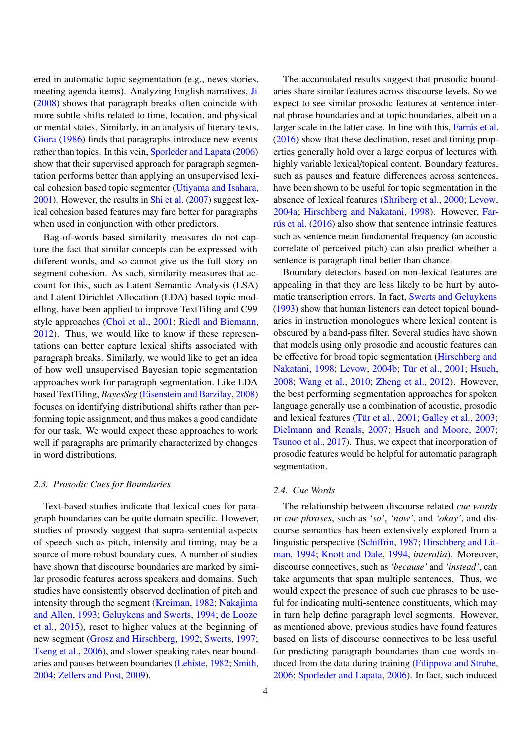ered in automatic topic segmentation (e.g., news stories, meeting agenda items). Analyzing English narratives, Ji (2008) shows that paragraph breaks often coincide with more subtle shifts related to time, location, and physical or mental states. Similarly, in an analysis of literary texts, Giora (1986) finds that paragraphs introduce new events rather than topics. In this vein, Sporleder and Lapata (2006) show that their supervised approach for paragraph segmentation performs better than applying an unsupervised lexical cohesion based topic segmenter (Utiyama and Isahara, 2001). However, the results in Shi et al. (2007) suggest lexical cohesion based features may fare better for paragraphs when used in conjunction with other predictors.

Bag-of-words based similarity measures do not capture the fact that similar concepts can be expressed with different words, and so cannot give us the full story on segment cohesion. As such, similarity measures that account for this, such as Latent Semantic Analysis (LSA) and Latent Dirichlet Allocation (LDA) based topic modelling, have been applied to improve TextTiling and C99 style approaches (Choi et al., 2001; Riedl and Biemann, 2012). Thus, we would like to know if these representations can better capture lexical shifts associated with paragraph breaks. Similarly, we would like to get an idea of how well unsupervised Bayesian topic segmentation approaches work for paragraph segmentation. Like LDA based TextTiling, *BayesSeg* (Eisenstein and Barzilay, 2008) focuses on identifying distributional shifts rather than performing topic assignment, and thus makes a good candidate for our task. We would expect these approaches to work well if paragraphs are primarily characterized by changes in word distributions.

### 2.3. Prosodic Cues for Boundaries

Text-based studies indicate that lexical cues for paragraph boundaries can be quite domain specific. However, studies of prosody suggest that supra-sentential aspects of speech such as pitch, intensity and timing, may be a source of more robust boundary cues. A number of studies have shown that discourse boundaries are marked by similar prosodic features across speakers and domains. Such studies have consistently observed declination of pitch and intensity through the segment (Kreiman, 1982; Nakajima and Allen, 1993; Geluykens and Swerts, 1994; de Looze et al., 2015), reset to higher values at the beginning of new segment (Grosz and Hirschberg, 1992; Swerts, 1997; Tseng et al., 2006), and slower speaking rates near boundaries and pauses between boundaries (Lehiste, 1982; Smith, 2004; Zellers and Post, 2009).

The accumulated results suggest that prosodic boundaries share similar features across discourse levels. So we expect to see similar prosodic features at sentence internal phrase boundaries and at topic boundaries, albeit on a larger scale in the latter case. In line with this, Farrús et al. (2016) show that these declination, reset and timing properties generally hold over a large corpus of lectures with highly variable lexical/topical content. Boundary features, such as pauses and feature differences across sentences, have been shown to be useful for topic segmentation in the absence of lexical features (Shriberg et al., 2000; Levow, 2004a; Hirschberg and Nakatani, 1998). However, Farrús et al. (2016) also show that sentence intrinsic features such as sentence mean fundamental frequency (an acoustic correlate of perceived pitch) can also predict whether a sentence is paragraph final better than chance.

Boundary detectors based on non-lexical features are appealing in that they are less likely to be hurt by automatic transcription errors. In fact, Swerts and Geluykens (1993) show that human listeners can detect topical boundaries in instruction monologues where lexical content is obscured by a band-pass filter. Several studies have shown that models using only prosodic and acoustic features can be effective for broad topic segmentation (Hirschberg and Nakatani, 1998; Levow, 2004b; Tür et al., 2001; Hsueh, 2008; Wang et al., 2010; Zheng et al., 2012). However, the best performing segmentation approaches for spoken language generally use a combination of acoustic, prosodic and lexical features (Tür et al., 2001; Galley et al., 2003; Dielmann and Renals, 2007; Hsueh and Moore, 2007; Tsunoo et al., 2017). Thus, we expect that incorporation of prosodic features would be helpful for automatic paragraph segmentation.

### 2.4. Cue Words

The relationship between discourse related *cue words* or *cue phrases*, such as *'so'*, *'now'*, and *'okay'*, and discourse semantics has been extensively explored from a linguistic perspective (Schiffrin, 1987; Hirschberg and Litman, 1994; Knott and Dale, 1994, *interalia*). Moreover, discourse connectives, such as *'because'* and *'instead'*, can take arguments that span multiple sentences. Thus, we would expect the presence of such cue phrases to be useful for indicating multi-sentence constituents, which may in turn help define paragraph level segments. However, as mentioned above, previous studies have found features based on lists of discourse connectives to be less useful for predicting paragraph boundaries than cue words induced from the data during training (Filippova and Strube, 2006; Sporleder and Lapata, 2006). In fact, such induced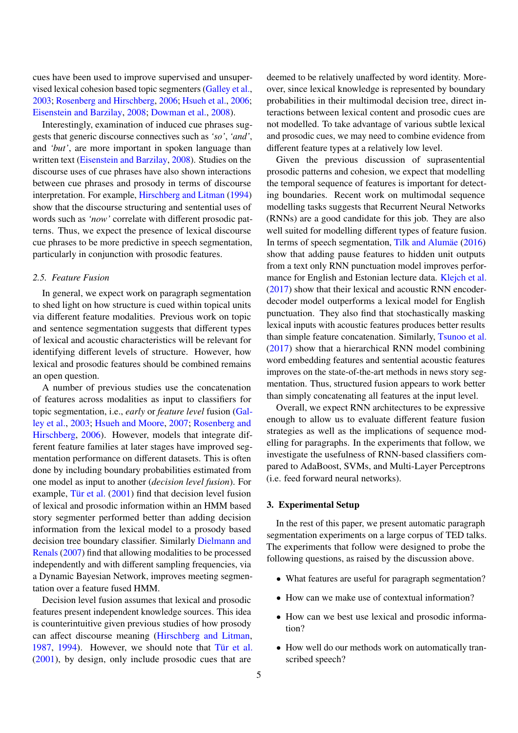cues have been used to improve supervised and unsupervised lexical cohesion based topic segmenters (Galley et al., 2003; Rosenberg and Hirschberg, 2006; Hsueh et al., 2006; Eisenstein and Barzilay, 2008; Dowman et al., 2008).

Interestingly, examination of induced cue phrases suggests that generic discourse connectives such as *'so'*, *'and'*, and *'but'*, are more important in spoken language than written text (Eisenstein and Barzilay, 2008). Studies on the discourse uses of cue phrases have also shown interactions between cue phrases and prosody in terms of discourse interpretation. For example, Hirschberg and Litman (1994) show that the discourse structuring and sentential uses of words such as *'now'* correlate with different prosodic patterns. Thus, we expect the presence of lexical discourse cue phrases to be more predictive in speech segmentation, particularly in conjunction with prosodic features.

### 2.5. Feature Fusion

In general, we expect work on paragraph segmentation to shed light on how structure is cued within topical units via different feature modalities. Previous work on topic and sentence segmentation suggests that different types of lexical and acoustic characteristics will be relevant for identifying different levels of structure. However, how lexical and prosodic features should be combined remains an open question.

A number of previous studies use the concatenation of features across modalities as input to classifiers for topic segmentation, i.e., *early* or *feature level* fusion (Galley et al., 2003; Hsueh and Moore, 2007; Rosenberg and Hirschberg, 2006). However, models that integrate different feature families at later stages have improved segmentation performance on different datasets. This is often done by including boundary probabilities estimated from one model as input to another (*decision level fusion*). For example, Tür et al. (2001) find that decision level fusion of lexical and prosodic information within an HMM based story segmenter performed better than adding decision information from the lexical model to a prosody based decision tree boundary classifier. Similarly Dielmann and Renals (2007) find that allowing modalities to be processed independently and with different sampling frequencies, via a Dynamic Bayesian Network, improves meeting segmentation over a feature fused HMM.

Decision level fusion assumes that lexical and prosodic features present independent knowledge sources. This idea is counterintuitive given previous studies of how prosody can affect discourse meaning (Hirschberg and Litman, 1987, 1994). However, we should note that Tür et al. (2001), by design, only include prosodic cues that are deemed to be relatively unaffected by word identity. Moreover, since lexical knowledge is represented by boundary probabilities in their multimodal decision tree, direct interactions between lexical content and prosodic cues are not modelled. To take advantage of various subtle lexical and prosodic cues, we may need to combine evidence from different feature types at a relatively low level.

Given the previous discussion of suprasentential prosodic patterns and cohesion, we expect that modelling the temporal sequence of features is important for detecting boundaries. Recent work on multimodal sequence modelling tasks suggests that Recurrent Neural Networks (RNNs) are a good candidate for this job. They are also well suited for modelling different types of feature fusion. In terms of speech segmentation, Tilk and Alumäe (2016) show that adding pause features to hidden unit outputs from a text only RNN punctuation model improves performance for English and Estonian lecture data. Klejch et al. (2017) show that their lexical and acoustic RNN encoder-decoder model outperforms a lexical model for English punctuation. They also find that stochastically masking lexical inputs with acoustic features produces better results than simple feature concatenation. Similarly, Tsunoo et al. (2017) show that a hierarchical RNN model combining word embedding features and sentential acoustic features improves on the state-of-the-art methods in news story segmentation. Thus, structured fusion appears to work better than simply concatenating all features at the input level.

Overall, we expect RNN architectures to be expressive enough to allow us to evaluate different feature fusion strategies as well as the implications of sequence modelling for paragraphs. In the experiments that follow, we investigate the usefulness of RNN-based classifiers compared to AdaBoost, SVMs, and Multi-Layer Perceptrons (i.e. feed forward neural networks).

## 3. Experimental Setup

In the rest of this paper, we present automatic paragraph segmentation experiments on a large corpus of TED talks. The experiments that follow were designed to probe the following questions, as raised by the discussion above.

- What features are useful for paragraph segmentation?
- How can we make use of contextual information?
- How can we best use lexical and prosodic information?
- How well do our methods work on automatically transcribed speech?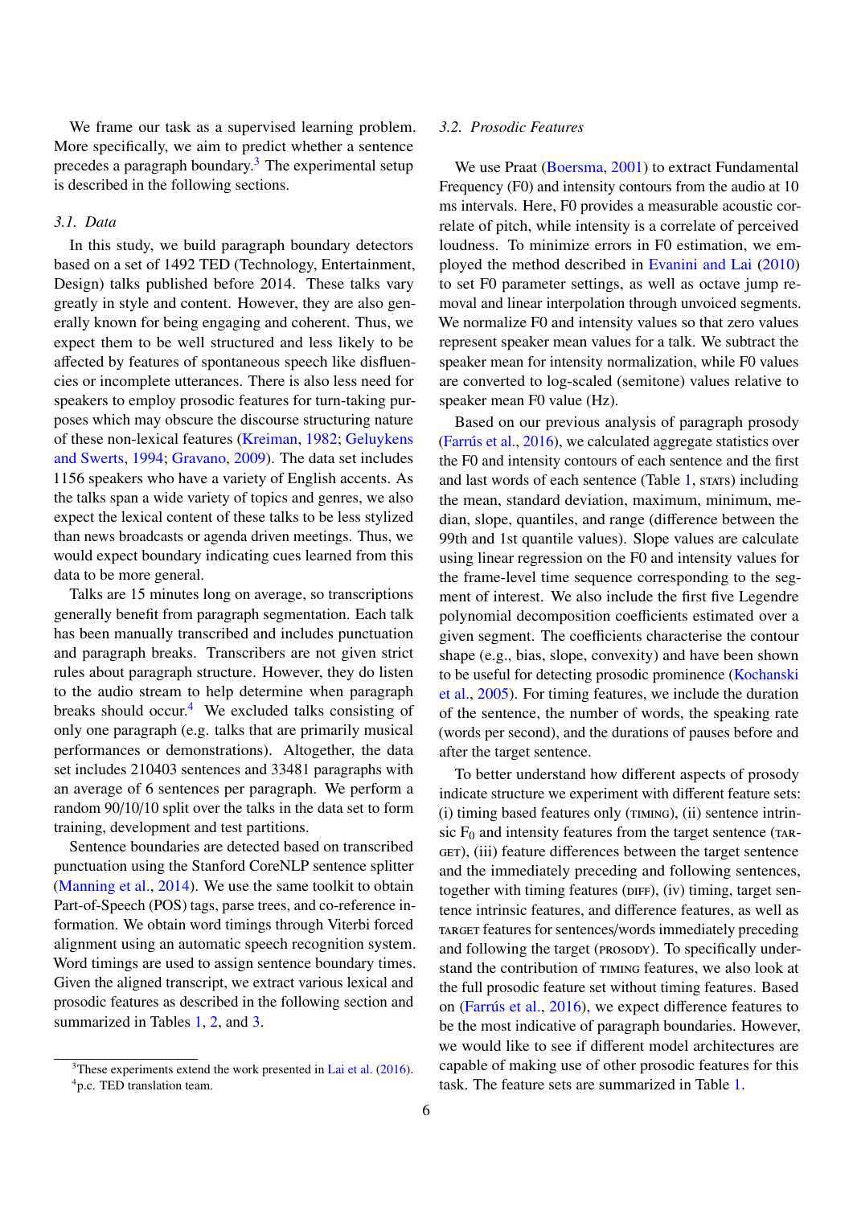We frame our task as a supervised learning problem. More specifically, we aim to predict whether a sentence precedes a paragraph boundary.[3] The experimental setup is described in the following sections.

### 3.1. Data

In this study, we build paragraph boundary detectors based on a set of 1492 TED (Technology, Entertainment, Design) talks published before 2014. These talks vary greatly in style and content. However, they are also generally known for being engaging and coherent. Thus, we expect them to be well structured and less likely to be affected by features of spontaneous speech like disfluencies or incomplete utterances. There is also less need for speakers to employ prosodic features for turn-taking purposes which may obscure the discourse structuring nature of these non-lexical features (Kreiman, 1982; Geluykens and Swerts, 1994; Gravano, 2009). The data set includes 1156 speakers who have a variety of English accents. As the talks span a wide variety of topics and genres, we also expect the lexical content of these talks to be less stylized than news broadcasts or agenda driven meetings. Thus, we would expect boundary indicating cues learned from this data to be more general.

Talks are 15 minutes long on average, so transcriptions generally benefit from paragraph segmentation. Each talk has been manually transcribed and includes punctuation and paragraph breaks. Transcribers are not given strict rules about paragraph structure. However, they do listen to the audio stream to help determine when paragraph breaks should occur.[4] We excluded talks consisting of only one paragraph (e.g. talks that are primarily musical performances or demonstrations). Altogether, the data set includes 210403 sentences and 33481 paragraphs with an average of 6 sentences per paragraph. We perform a random 90/10/10 split over the talks in the data set to form training, development and test partitions.

Sentence boundaries are detected based on transcribed punctuation using the Stanford CoreNLP sentence splitter (Manning et al., 2014). We use the same toolkit to obtain Part-of-Speech (POS) tags, parse trees, and co-reference information. We obtain word timings through Viterbi forced alignment using an automatic speech recognition system. Word timings are used to assign sentence boundary times. Given the aligned transcript, we extract various lexical and prosodic features as described in the following section and summarized in Tables 1, 2, and 3.

[3] These experiments extend the work presented in Lai et al. (2016).

[4] p.c. TED translation team.

### 3.2. Prosodic Features

We use Praat (Boersma, 2001) to extract Fundamental Frequency (F0) and intensity contours from the audio at 10 ms intervals. Here, F0 provides a measurable acoustic correlate of pitch, while intensity is a correlate of perceived loudness. To minimize errors in F0 estimation, we employed the method described in Evanini and Lai (2010) to set F0 parameter settings, as well as octave jump removal and linear interpolation through unvoiced segments. We normalize F0 and intensity values so that zero values represent speaker mean values for a talk. We subtract the speaker mean for intensity normalization, while F0 values are converted to log-scaled (semitone) values relative to speaker mean F0 value (Hz).

Based on our previous analysis of paragraph prosody (Farrús et al., 2016), we calculated aggregate statistics over the F0 and intensity contours of each sentence and the first and last words of each sentence (Table 1, STATS) including the mean, standard deviation, maximum, minimum, median, slope, quantiles, and range (difference between the 99th and 1st quantile values). Slope values are calculate using linear regression on the F0 and intensity values for the frame-level time sequence corresponding to the segment of interest. We also include the first five Legendre polynomial decomposition coefficients estimated over a given segment. The coefficients characterise the contour shape (e.g., bias, slope, convexity) and have been shown to be useful for detecting prosodic prominence (Kochanski et al., 2005). For timing features, we include the duration of the sentence, the number of words, the speaking rate (words per second), and the durations of pauses before and after the target sentence.

To better understand how different aspects of prosody indicate structure we experiment with different feature sets: (i) timing based features only (TIMING), (ii) sentence intrinsic $F_0$ and intensity features from the target sentence (TARGET), (iii) feature differences between the target sentence and the immediately preceding and following sentences, together with timing features (DIFF), (iv) timing, target sentence intrinsic features, and difference features, as well as TARGET features for sentences/words immediately preceding and following the target (PROSODY). To specifically understand the contribution of TIMING features, we also look at the full prosodic feature set without timing features. Based on (Farrús et al., 2016), we expect difference features to be the most indicative of paragraph boundaries. However, we would like to see if different model architectures are capable of making use of other prosodic features for this task. The feature sets are summarized in Table 1.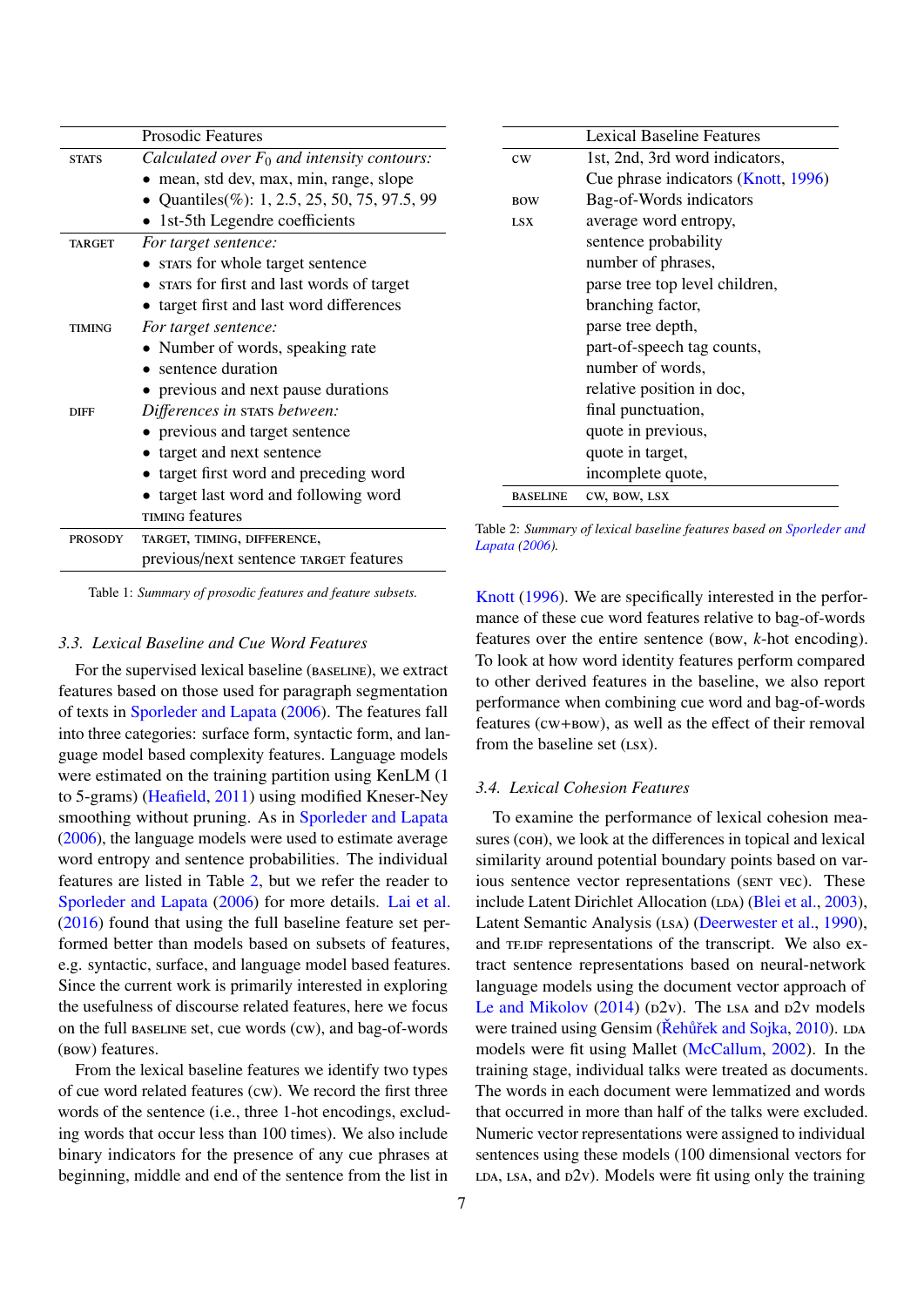| | Prosodic Features |
|---|---|
| STATS | *Calculated over $F_0$ and intensity contours:* |
| | • mean, std dev, max, min, range, slope |
| | • Quantiles(%): 1, 2.5, 25, 50, 75, 97.5, 99 |
| | • 1st-5th Legendre coefficients |
| TARGET | *For target sentence:* |
| | • STATS for whole target sentence |
| | • STATS for first and last words of target |
| | • target first and last word differences |
| TIMING | *For target sentence:* |
| | • Number of words, speaking rate |
| | • sentence duration |
| | • previous and next pause durations |
| DIFF | *Differences in* STATS *between:* |
| | • previous and target sentence |
| | • target and next sentence |
| | • target first word and preceding word |
| | • target last word and following word |
| | TIMING features |
| PROSODY | TARGET, TIMING, DIFFERENCE, previous/next sentence TARGET features |

Table 1: *Summary of prosodic features and feature subsets.*

| | Lexical Baseline Features |
|---|---|
| CW | 1st, 2nd, 3rd word indicators, |
| | Cue phrase indicators (Knott, 1996) |
| BOW | Bag-of-Words indicators |
| LSX | average word entropy, |
| | sentence probability |
| | number of phrases, |
| | parse tree top level children, |
| | branching factor, |
| | parse tree depth, |
| | part-of-speech tag counts, |
| | number of words, |
| | relative position in doc, |
| | final punctuation, |
| | quote in previous, |
| | quote in target, |
| | incomplete quote, |
| BASELINE | CW, BOW, LSX |

Table 2: *Summary of lexical baseline features based on Sporleder and Lapata (2006).*

### 3.3. Lexical Baseline and Cue Word Features

For the supervised lexical baseline (BASELINE), we extract features based on those used for paragraph segmentation of texts in Sporleder and Lapata (2006). The features fall into three categories: surface form, syntactic form, and language model based complexity features. Language models were estimated on the training partition using KenLM (1 to 5-grams) (Heafield, 2011) using modified Kneser-Ney smoothing without pruning. As in Sporleder and Lapata (2006), the language models were used to estimate average word entropy and sentence probabilities. The individual features are listed in Table 2, but we refer the reader to Sporleder and Lapata (2006) for more details. Lai et al. (2016) found that using the full baseline feature set performed better than models based on subsets of features, e.g. syntactic, surface, and language model based features. Since the current work is primarily interested in exploring the usefulness of discourse related features, here we focus on the full BASELINE set, cue words (CW), and bag-of-words (BOW) features.

From the lexical baseline features we identify two types of cue word related features (CW). We record the first three words of the sentence (i.e., three 1-hot encodings, excluding words that occur less than 100 times). We also include binary indicators for the presence of any cue phrases at beginning, middle and end of the sentence from the list in Knott (1996). We are specifically interested in the performance of these cue word features relative to bag-of-words features over the entire sentence (BOW, $k$-hot encoding). To look at how word identity features perform compared to other derived features in the baseline, we also report performance when combining cue word and bag-of-words features (CW+BOW), as well as the effect of their removal from the baseline set (LSX).

### 3.4. Lexical Cohesion Features

To examine the performance of lexical cohesion measures (COH), we look at the differences in topical and lexical similarity around potential boundary points based on various sentence vector representations (SENT VEC). These include Latent Dirichlet Allocation (LDA) (Blei et al., 2003), Latent Semantic Analysis (LSA) (Deerwester et al., 1990), and TF.IDF representations of the transcript. We also extract sentence representations based on neural-network language models using the document vector approach of Le and Mikolov (2014) (D2V). The LSA and D2V models were trained using Gensim (Řehůřek and Sojka, 2010). LDA models were fit using Mallet (McCallum, 2002). In the training stage, individual talks were treated as documents. The words in each document were lemmatized and words that occurred in more than half of the talks were excluded. Numeric vector representations were assigned to individual sentences using these models (100 dimensional vectors for LDA, LSA, and D2V). Models were fit using only the training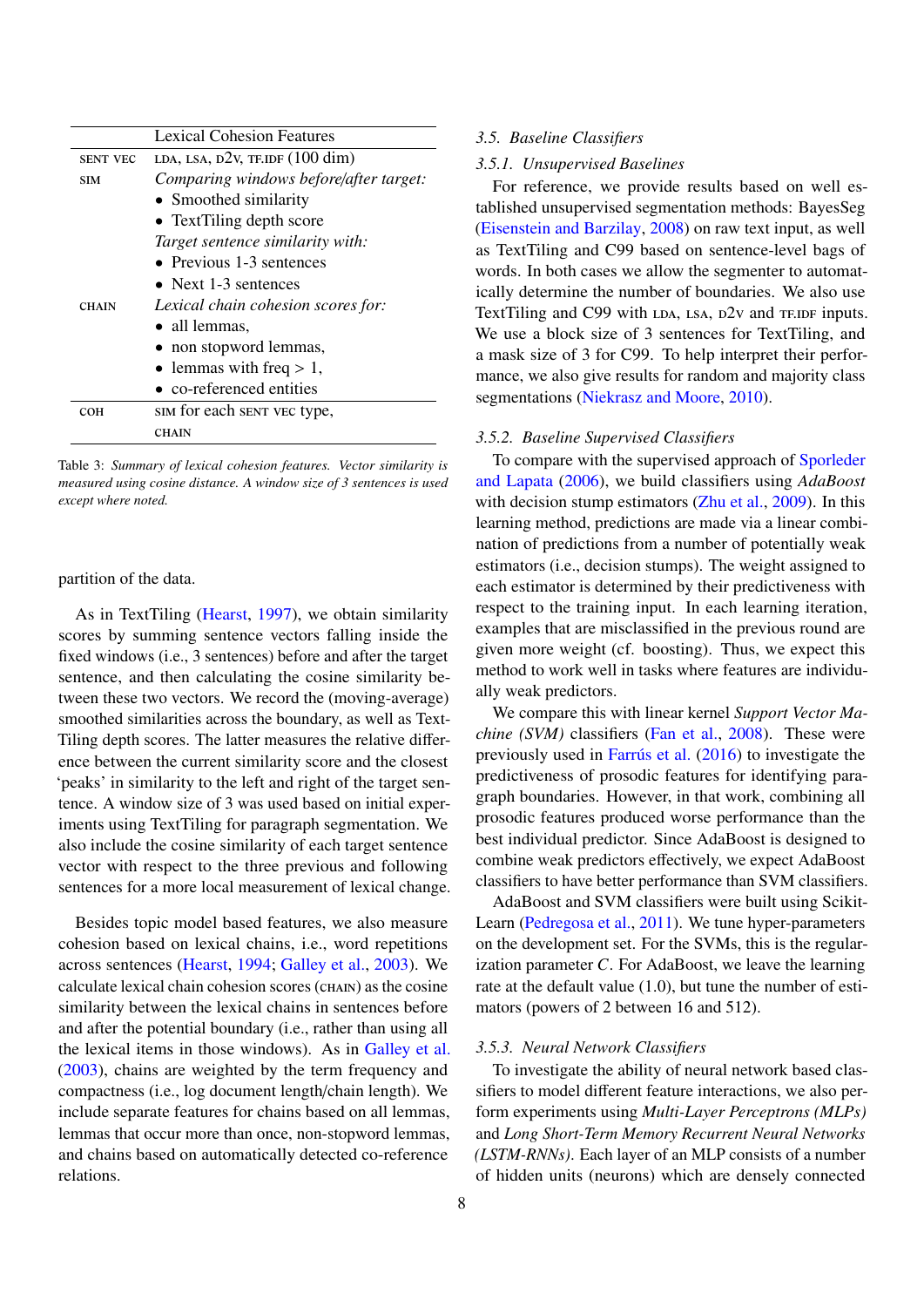|  | Lexical Cohesion Features |
|---|---|
| SENT VEC | LDA, LSA, D2V, TF.IDF (100 dim) |
| SIM | *Comparing windows before/after target:* |
|  | • Smoothed similarity |
|  | • TextTiling depth score |
|  | *Target sentence similarity with:* |
|  | • Previous 1-3 sentences |
|  | • Next 1-3 sentences |
| CHAIN | *Lexical chain cohesion scores for:* |
|  | • all lemmas, |
|  | • non stopword lemmas, |
|  | • lemmas with freq > 1, |
|  | • co-referenced entities |
| COH | SIM for each SENT VEC type, |
|  | CHAIN |

Table 3: *Summary of lexical cohesion features. Vector similarity is measured using cosine distance. A window size of 3 sentences is used except where noted.*

partition of the data.

As in TextTiling (Hearst, 1997), we obtain similarity scores by summing sentence vectors falling inside the fixed windows (i.e., 3 sentences) before and after the target sentence, and then calculating the cosine similarity between these two vectors. We record the (moving-average) smoothed similarities across the boundary, as well as TextTiling depth scores. The latter measures the relative difference between the current similarity score and the closest 'peaks' in similarity to the left and right of the target sentence. A window size of 3 was used based on initial experiments using TextTiling for paragraph segmentation. We also include the cosine similarity of each target sentence vector with respect to the three previous and following sentences for a more local measurement of lexical change.

Besides topic model based features, we also measure cohesion based on lexical chains, i.e., word repetitions across sentences (Hearst, 1994; Galley et al., 2003). We calculate lexical chain cohesion scores (CHAIN) as the cosine similarity between the lexical chains in sentences before and after the potential boundary (i.e., rather than using all the lexical items in those windows). As in Galley et al. (2003), chains are weighted by the term frequency and compactness (i.e., log document length/chain length). We include separate features for chains based on all lemmas, lemmas that occur more than once, non-stopword lemmas, and chains based on automatically detected co-reference relations.

### 3.5. Baseline Classifiers

#### 3.5.1. Unsupervised Baselines

For reference, we provide results based on well established unsupervised segmentation methods: BayesSeg (Eisenstein and Barzilay, 2008) on raw text input, as well as TextTiling and C99 based on sentence-level bags of words. In both cases we allow the segmenter to automatically determine the number of boundaries. We also use TextTiling and C99 with LDA, LSA, D2V and TF.IDF inputs. We use a block size of 3 sentences for TextTiling, and a mask size of 3 for C99. To help interpret their performance, we also give results for random and majority class segmentations (Niekrasz and Moore, 2010).

#### 3.5.2. Baseline Supervised Classifiers

To compare with the supervised approach of Sporleder and Lapata (2006), we build classifiers using *AdaBoost* with decision stump estimators (Zhu et al., 2009). In this learning method, predictions are made via a linear combination of predictions from a number of potentially weak estimators (i.e., decision stumps). The weight assigned to each estimator is determined by their predictiveness with respect to the training input. In each learning iteration, examples that are misclassified in the previous round are given more weight (cf. boosting). Thus, we expect this method to work well in tasks where features are individually weak predictors.

We compare this with linear kernel *Support Vector Machine (SVM)* classifiers (Fan et al., 2008). These were previously used in Farrús et al. (2016) to investigate the predictiveness of prosodic features for identifying paragraph boundaries. However, in that work, combining all prosodic features produced worse performance than the best individual predictor. Since AdaBoost is designed to combine weak predictors effectively, we expect AdaBoost classifiers to have better performance than SVM classifiers.

AdaBoost and SVM classifiers were built using Scikit-Learn (Pedregosa et al., 2011). We tune hyper-parameters on the development set. For the SVMs, this is the regularization parameter $C$. For AdaBoost, we leave the learning rate at the default value (1.0), but tune the number of estimators (powers of 2 between 16 and 512).

#### 3.5.3. Neural Network Classifiers

To investigate the ability of neural network based classifiers to model different feature interactions, we also perform experiments using *Multi-Layer Perceptrons (MLPs)* and *Long Short-Term Memory Recurrent Neural Networks (LSTM-RNNs)*. Each layer of an MLP consists of a number of hidden units (neurons) which are densely connected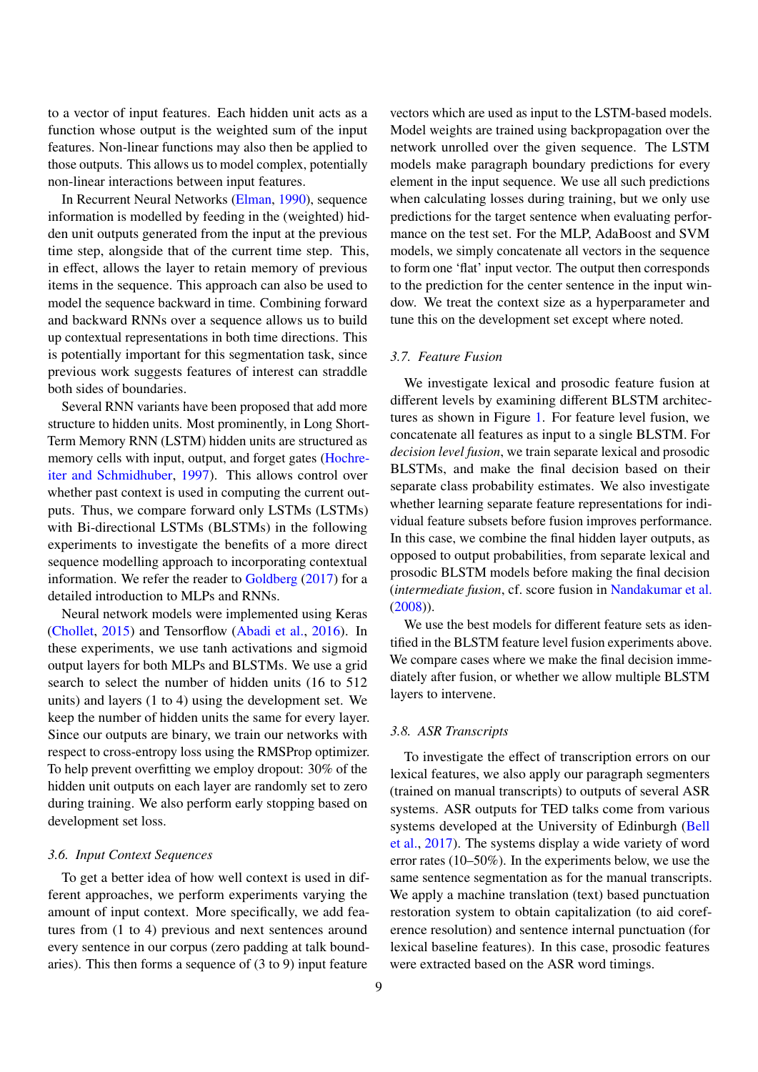to a vector of input features. Each hidden unit acts as a function whose output is the weighted sum of the input features. Non-linear functions may also then be applied to those outputs. This allows us to model complex, potentially non-linear interactions between input features.

In Recurrent Neural Networks (Elman, 1990), sequence information is modelled by feeding in the (weighted) hidden unit outputs generated from the input at the previous time step, alongside that of the current time step. This, in effect, allows the layer to retain memory of previous items in the sequence. This approach can also be used to model the sequence backward in time. Combining forward and backward RNNs over a sequence allows us to build up contextual representations in both time directions. This is potentially important for this segmentation task, since previous work suggests features of interest can straddle both sides of boundaries.

Several RNN variants have been proposed that add more structure to hidden units. Most prominently, in Long Short-Term Memory RNN (LSTM) hidden units are structured as memory cells with input, output, and forget gates (Hochreiter and Schmidhuber, 1997). This allows control over whether past context is used in computing the current outputs. Thus, we compare forward only LSTMs (LSTMs) with Bi-directional LSTMs (BLSTMs) in the following experiments to investigate the benefits of a more direct sequence modelling approach to incorporating contextual information. We refer the reader to Goldberg (2017) for a detailed introduction to MLPs and RNNs.

Neural network models were implemented using Keras (Chollet, 2015) and Tensorflow (Abadi et al., 2016). In these experiments, we use tanh activations and sigmoid output layers for both MLPs and BLSTMs. We use a grid search to select the number of hidden units (16 to 512 units) and layers (1 to 4) using the development set. We keep the number of hidden units the same for every layer. Since our outputs are binary, we train our networks with respect to cross-entropy loss using the RMSProp optimizer. To help prevent overfitting we employ dropout: 30% of the hidden unit outputs on each layer are randomly set to zero during training. We also perform early stopping based on development set loss.

### 3.6. Input Context Sequences

To get a better idea of how well context is used in different approaches, we perform experiments varying the amount of input context. More specifically, we add features from (1 to 4) previous and next sentences around every sentence in our corpus (zero padding at talk boundaries). This then forms a sequence of (3 to 9) input feature vectors which are used as input to the LSTM-based models. Model weights are trained using backpropagation over the network unrolled over the given sequence. The LSTM models make paragraph boundary predictions for every element in the input sequence. We use all such predictions when calculating losses during training, but we only use predictions for the target sentence when evaluating performance on the test set. For the MLP, AdaBoost and SVM models, we simply concatenate all vectors in the sequence to form one 'flat' input vector. The output then corresponds to the prediction for the center sentence in the input window. We treat the context size as a hyperparameter and tune this on the development set except where noted.

### 3.7. Feature Fusion

We investigate lexical and prosodic feature fusion at different levels by examining different BLSTM architectures as shown in Figure 1. For feature level fusion, we concatenate all features as input to a single BLSTM. For *decision level fusion*, we train separate lexical and prosodic BLSTMs, and make the final decision based on their separate class probability estimates. We also investigate whether learning separate feature representations for individual feature subsets before fusion improves performance. In this case, we combine the final hidden layer outputs, as opposed to output probabilities, from separate lexical and prosodic BLSTM models before making the final decision (*intermediate fusion*, cf. score fusion in Nandakumar et al. (2008)).

We use the best models for different feature sets as identified in the BLSTM feature level fusion experiments above. We compare cases where we make the final decision immediately after fusion, or whether we allow multiple BLSTM layers to intervene.

### 3.8. ASR Transcripts

To investigate the effect of transcription errors on our lexical features, we also apply our paragraph segmenters (trained on manual transcripts) to outputs of several ASR systems. ASR outputs for TED talks come from various systems developed at the University of Edinburgh (Bell et al., 2017). The systems display a wide variety of word error rates (10–50%). In the experiments below, we use the same sentence segmentation as for the manual transcripts. We apply a machine translation (text) based punctuation restoration system to obtain capitalization (to aid coreference resolution) and sentence internal punctuation (for lexical baseline features). In this case, prosodic features were extracted based on the ASR word timings.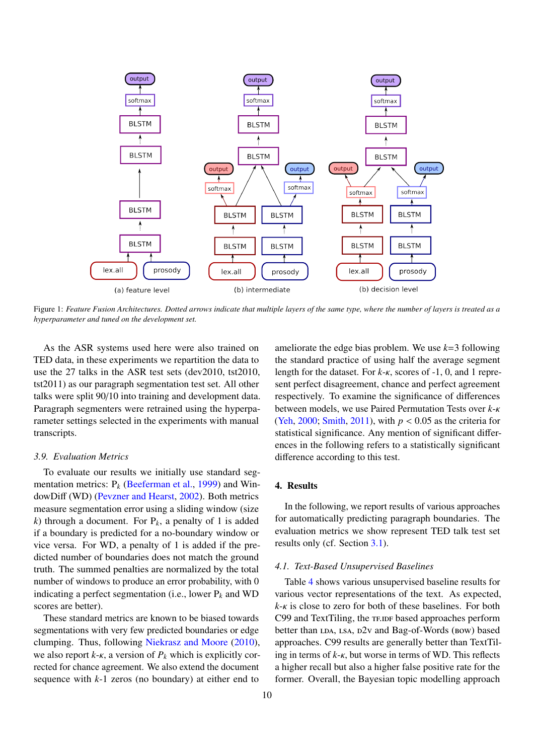Figure 1: *Feature Fusion Architectures. Dotted arrows indicate that multiple layers of the same type, where the number of layers is treated as a hyperparameter and tuned on the development set.*

As the ASR systems used here were also trained on TED data, in these experiments we repartition the data to use the 27 talks in the ASR test sets (dev2010, tst2010, tst2011) as our paragraph segmentation test set. All other talks were split 90/10 into training and development data. Paragraph segmenters were retrained using the hyperparameter settings selected in the experiments with manual transcripts.

### 3.9. Evaluation Metrics

To evaluate our results we initially use standard segmentation metrics: $P_k$ (Beeferman et al., 1999) and WindowDiff (WD) (Pevzner and Hearst, 2002). Both metrics measure segmentation error using a sliding window (size $k$) through a document. For $P_k$, a penalty of 1 is added if a boundary is predicted for a no-boundary window or vice versa. For WD, a penalty of 1 is added if the predicted number of boundaries does not match the ground truth. The summed penalties are normalized by the total number of windows to produce an error probability, with 0 indicating a perfect segmentation (i.e., lower $P_k$ and WD scores are better).

These standard metrics are known to be biased towards segmentations with very few predicted boundaries or edge clumping. Thus, following Niekrasz and Moore (2010), we also report $k$-$\kappa$, a version of $P_k$ which is explicitly corrected for chance agreement. We also extend the document sequence with $k$-1 zeros (no boundary) at either end to ameliorate the edge bias problem. We use $k$=3 following the standard practice of using half the average segment length for the dataset. For $k$-$\kappa$, scores of -1, 0, and 1 represent perfect disagreement, chance and perfect agreement respectively. To examine the significance of differences between models, we use Paired Permutation Tests over $k$-$\kappa$ (Yeh, 2000; Smith, 2011), with $p < 0.05$ as the criteria for statistical significance. Any mention of significant differences in the following refers to a statistically significant difference according to this test.

## 4. Results

In the following, we report results of various approaches for automatically predicting paragraph boundaries. The evaluation metrics we show represent TED talk test set results only (cf. Section 3.1).

### 4.1. Text-Based Unsupervised Baselines

Table 4 shows various unsupervised baseline results for various vector representations of the text. As expected, $k$-$\kappa$ is close to zero for both of these baselines. For both C99 and TextTiling, the TF.IDF based approaches perform better than LDA, LSA, D2V and Bag-of-Words (BOW) based approaches. C99 results are generally better than TextTiling in terms of $k$-$\kappa$, but worse in terms of WD. This reflects a higher recall but also a higher false positive rate for the former. Overall, the Bayesian topic modelling approach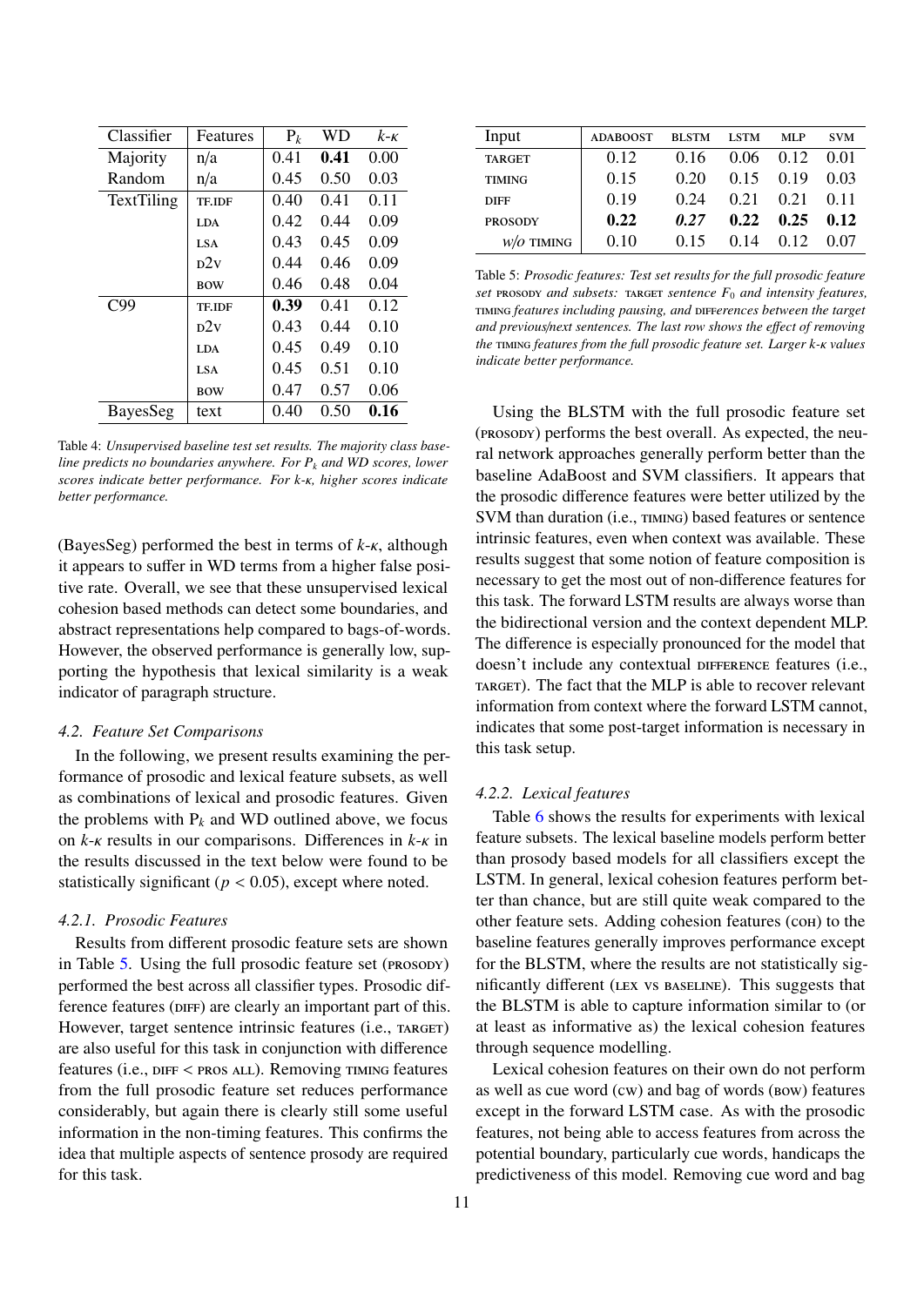| Classifier | Features | $P_k$ | WD | $k$-$\kappa$ |
|---|---|---|---|---|
| Majority | n/a | 0.41 | **0.41** | 0.00 |
| Random | n/a | 0.45 | 0.50 | 0.03 |
| TextTiling | TF.IDF | 0.40 | 0.41 | 0.11 |
| | LDA | 0.42 | 0.44 | 0.09 |
| | LSA | 0.43 | 0.45 | 0.09 |
| | D2V | 0.44 | 0.46 | 0.09 |
| | BOW | 0.46 | 0.48 | 0.04 |
| C99 | TF.IDF | **0.39** | 0.41 | 0.12 |
| | D2V | 0.43 | 0.44 | 0.10 |
| | LDA | 0.45 | 0.49 | 0.10 |
| | LSA | 0.45 | 0.51 | 0.10 |
| | BOW | 0.47 | 0.57 | 0.06 |
| BayesSeg | text | 0.40 | 0.50 | **0.16** |

Table 4: *Unsupervised baseline test set results. The majority class baseline predicts no boundaries anywhere. For $P_k$ and WD scores, lower scores indicate better performance. For k-$\kappa$, higher scores indicate better performance.*

(BayesSeg) performed the best in terms of $k$-$\kappa$, although it appears to suffer in WD terms from a higher false positive rate. Overall, we see that these unsupervised lexical cohesion based methods can detect some boundaries, and abstract representations help compared to bags-of-words. However, the observed performance is generally low, supporting the hypothesis that lexical similarity is a weak indicator of paragraph structure.

### 4.2. Feature Set Comparisons

In the following, we present results examining the performance of prosodic and lexical feature subsets, as well as combinations of lexical and prosodic features. Given the problems with $P_k$ and WD outlined above, we focus on $k$-$\kappa$ results in our comparisons. Differences in $k$-$\kappa$ in the results discussed in the text below were found to be statistically significant ($p < 0.05$), except where noted.

#### 4.2.1. Prosodic Features

Results from different prosodic feature sets are shown in Table 5. Using the full prosodic feature set (PROSODY) performed the best across all classifier types. Prosodic difference features (DIFF) are clearly an important part of this. However, target sentence intrinsic features (i.e., TARGET) are also useful for this task in conjunction with difference features (i.e., DIFF < PROS ALL). Removing TIMING features from the full prosodic feature set reduces performance considerably, but again there is clearly still some useful information in the non-timing features. This confirms the idea that multiple aspects of sentence prosody are required for this task.

| Input | ADABOOST | BLSTM | LSTM | MLP | SVM |
|---|---|---|---|---|---|
| TARGET | 0.12 | 0.16 | 0.06 | 0.12 | 0.01 |
| TIMING | 0.15 | 0.20 | 0.15 | 0.19 | 0.03 |
| DIFF | 0.19 | 0.24 | 0.21 | 0.21 | 0.11 |
| PROSODY | **0.22** | ***0.27*** | **0.22** | **0.25** | **0.12** |
| *w/o* TIMING | 0.10 | 0.15 | 0.14 | 0.12 | 0.07 |

Table 5: *Prosodic features: Test set results for the full prosodic feature set* PROSODY *and subsets:* TARGET *sentence $F_0$ and intensity features,* TIMING *features including pausing, and* DIFFerences *between the target and previous/next sentences. The last row shows the effect of removing the* TIMING *features from the full prosodic feature set. Larger k-$\kappa$ values indicate better performance.*

Using the BLSTM with the full prosodic feature set (PROSODY) performs the best overall. As expected, the neural network approaches generally perform better than the baseline AdaBoost and SVM classifiers. It appears that the prosodic difference features were better utilized by the SVM than duration (i.e., TIMING) based features or sentence intrinsic features, even when context was available. These results suggest that some notion of feature composition is necessary to get the most out of non-difference features for this task. The forward LSTM results are always worse than the bidirectional version and the context dependent MLP. The difference is especially pronounced for the model that doesn't include any contextual DIFFERENCE features (i.e., TARGET). The fact that the MLP is able to recover relevant information from context where the forward LSTM cannot, indicates that some post-target information is necessary in this task setup.

#### 4.2.2. Lexical features

Table 6 shows the results for experiments with lexical feature subsets. The lexical baseline models perform better than prosody based models for all classifiers except the LSTM. In general, lexical cohesion features perform better than chance, but are still quite weak compared to the other feature sets. Adding cohesion features (COH) to the baseline features generally improves performance except for the BLSTM, where the results are not statistically significantly different (LEX VS BASELINE). This suggests that the BLSTM is able to capture information similar to (or at least as informative as) the lexical cohesion features through sequence modelling.

Lexical cohesion features on their own do not perform as well as cue word (CW) and bag of words (BOW) features except in the forward LSTM case. As with the prosodic features, not being able to access features from across the potential boundary, particularly cue words, handicaps the predictiveness of this model. Removing cue word and bag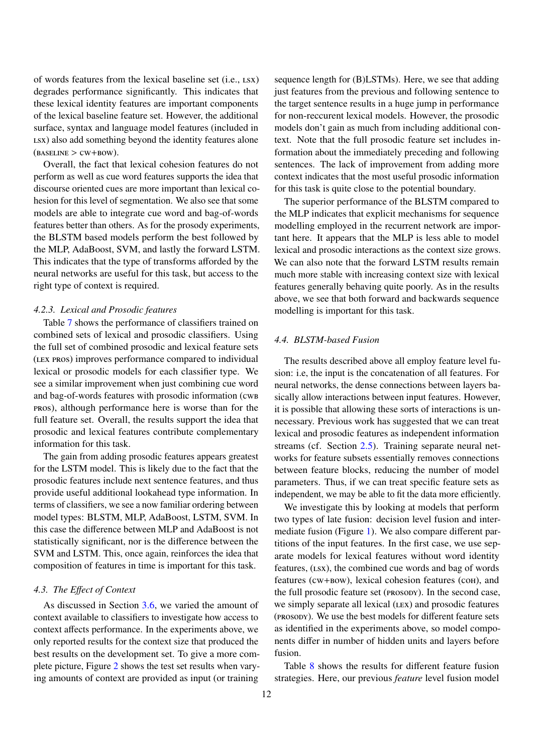of words features from the lexical baseline set (i.e., LSX) degrades performance significantly. This indicates that these lexical identity features are important components of the lexical baseline feature set. However, the additional surface, syntax and language model features (included in LSX) also add something beyond the identity features alone (BASELINE > CW+BOW).

Overall, the fact that lexical cohesion features do not perform as well as cue word features supports the idea that discourse oriented cues are more important than lexical cohesion for this level of segmentation. We also see that some models are able to integrate cue word and bag-of-words features better than others. As for the prosody experiments, the BLSTM based models perform the best followed by the MLP, AdaBoost, SVM, and lastly the forward LSTM. This indicates that the type of transforms afforded by the neural networks are useful for this task, but access to the right type of context is required.

### *4.2.3. Lexical and Prosodic features*

Table 7 shows the performance of classifiers trained on combined sets of lexical and prosodic classifiers. Using the full set of combined prosodic and lexical feature sets (LEX PROS) improves performance compared to individual lexical or prosodic models for each classifier type. We see a similar improvement when just combining cue word and bag-of-words features with prosodic information (CWB PROS), although performance here is worse than for the full feature set. Overall, the results support the idea that prosodic and lexical features contribute complementary information for this task.

The gain from adding prosodic features appears greatest for the LSTM model. This is likely due to the fact that the prosodic features include next sentence features, and thus provide useful additional lookahead type information. In terms of classifiers, we see a now familiar ordering between model types: BLSTM, MLP, AdaBoost, LSTM, SVM. In this case the difference between MLP and AdaBoost is not statistically significant, nor is the difference between the SVM and LSTM. This, once again, reinforces the idea that composition of features in time is important for this task.

## *4.3. The Effect of Context*

As discussed in Section 3.6, we varied the amount of context available to classifiers to investigate how access to context affects performance. In the experiments above, we only reported results for the context size that produced the best results on the development set. To give a more complete picture, Figure 2 shows the test set results when varying amounts of context are provided as input (or training sequence length for (B)LSTMs). Here, we see that adding just features from the previous and following sentence to the target sentence results in a huge jump in performance for non-reccurent lexical models. However, the prosodic models don't gain as much from including additional context. Note that the full prosodic feature set includes information about the immediately preceding and following sentences. The lack of improvement from adding more context indicates that the most useful prosodic information for this task is quite close to the potential boundary.

The superior performance of the BLSTM compared to the MLP indicates that explicit mechanisms for sequence modelling employed in the recurrent network are important here. It appears that the MLP is less able to model lexical and prosodic interactions as the context size grows. We can also note that the forward LSTM results remain much more stable with increasing context size with lexical features generally behaving quite poorly. As in the results above, we see that both forward and backwards sequence modelling is important for this task.

## *4.4. BLSTM-based Fusion*

The results described above all employ feature level fusion: i.e, the input is the concatenation of all features. For neural networks, the dense connections between layers basically allow interactions between input features. However, it is possible that allowing these sorts of interactions is unnecessary. Previous work has suggested that we can treat lexical and prosodic features as independent information streams (cf. Section 2.5). Training separate neural networks for feature subsets essentially removes connections between feature blocks, reducing the number of model parameters. Thus, if we can treat specific feature sets as independent, we may be able to fit the data more efficiently.

We investigate this by looking at models that perform two types of late fusion: decision level fusion and intermediate fusion (Figure 1). We also compare different partitions of the input features. In the first case, we use separate models for lexical features without word identity features, (LSX), the combined cue words and bag of words features (CW+BOW), lexical cohesion features (COH), and the full prosodic feature set (PROSODY). In the second case, we simply separate all lexical (LEX) and prosodic features (PROSODY). We use the best models for different feature sets as identified in the experiments above, so model components differ in number of hidden units and layers before fusion.

Table 8 shows the results for different feature fusion strategies. Here, our previous *feature* level fusion model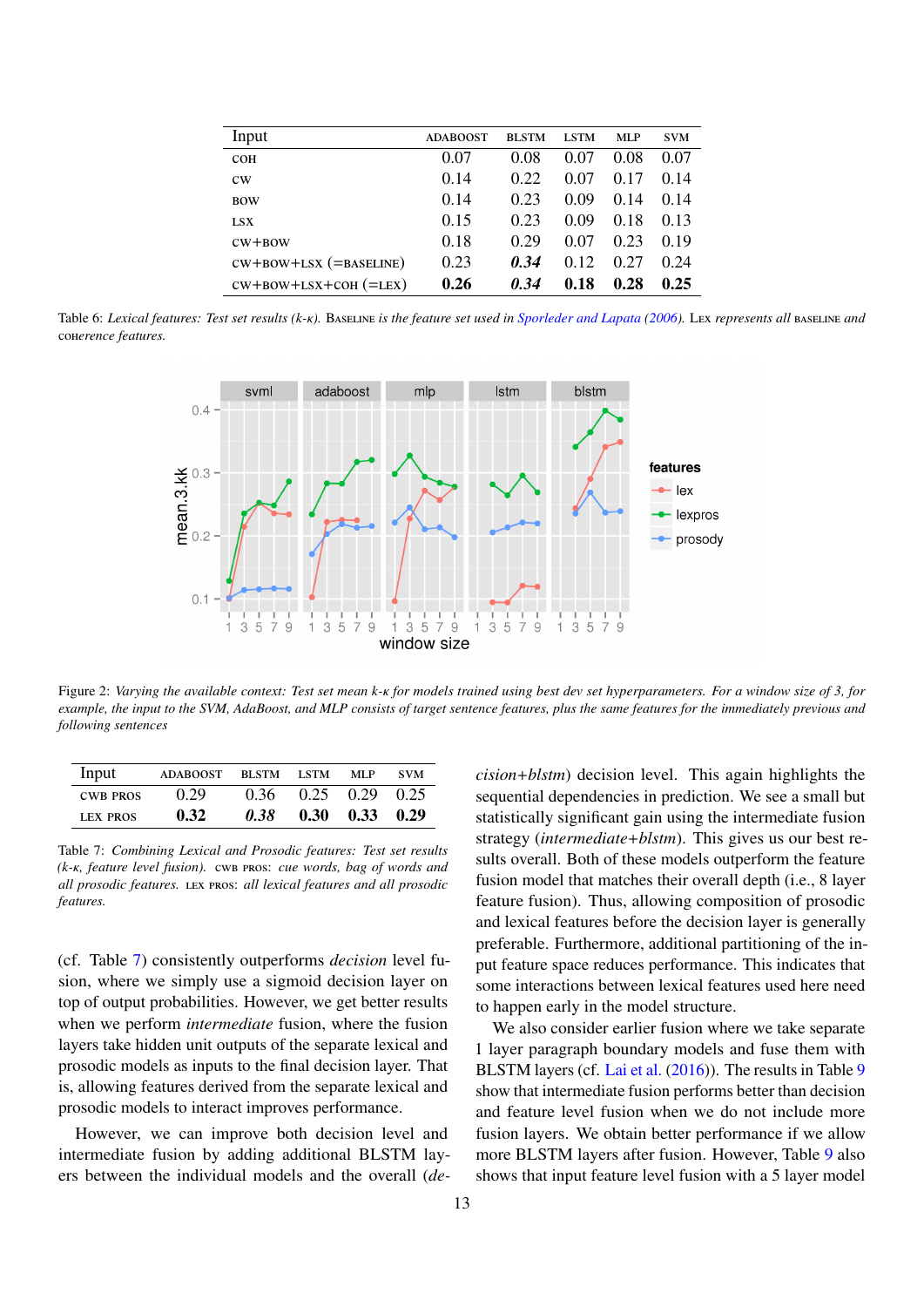| Input | ADABOOST | BLSTM | LSTM | MLP | SVM |
|---|---|---|---|---|---|
| COH | 0.07 | 0.08 | 0.07 | 0.08 | 0.07 |
| CW | 0.14 | 0.22 | 0.07 | 0.17 | 0.14 |
| BOW | 0.14 | 0.23 | 0.09 | 0.14 | 0.14 |
| LSX | 0.15 | 0.23 | 0.09 | 0.18 | 0.13 |
| CW+BOW | 0.18 | 0.29 | 0.07 | 0.23 | 0.19 |
| CW+BOW+LSX (=BASELINE) | 0.23 | ***0.34*** | 0.12 | 0.27 | 0.24 |
| CW+BOW+LSX+COH (=LEX) | **0.26** | ***0.34*** | **0.18** | **0.28** | **0.25** |

Table 6: *Lexical features: Test set results (k-κ).* BASELINE *is the feature set used in Sporleder and Lapata (2006).* LEX *represents all* BASELINE *and* COHERENCE *features.*

Figure 2: *Varying the available context: Test set mean k-κ for models trained using best dev set hyperparameters. For a window size of 3, for example, the input to the SVM, AdaBoost, and MLP consists of target sentence features, plus the same features for the immediately previous and following sentences*

| Input | ADABOOST | BLSTM | LSTM | MLP | SVM |
|---|---|---|---|---|---|
| CWB PROS | 0.29 | 0.36 | 0.25 | 0.29 | 0.25 |
| LEX PROS | **0.32** | ***0.38*** | **0.30** | **0.33** | **0.29** |

Table 7: *Combining Lexical and Prosodic features: Test set results (k-κ, feature level fusion).* CWB PROS: *cue words, bag of words and all prosodic features.* LEX PROS: *all lexical features and all prosodic features.*

(cf. Table 7) consistently outperforms *decision* level fusion, where we simply use a sigmoid decision layer on top of output probabilities. However, we get better results when we perform *intermediate* fusion, where the fusion layers take hidden unit outputs of the separate lexical and prosodic models as inputs to the final decision layer. That is, allowing features derived from the separate lexical and prosodic models to interact improves performance.

However, we can improve both decision level and intermediate fusion by adding additional BLSTM layers between the individual models and the overall (*decision+blstm*) decision level. This again highlights the sequential dependencies in prediction. We see a small but statistically significant gain using the intermediate fusion strategy (*intermediate+blstm*). This gives us our best results overall. Both of these models outperform the feature fusion model that matches their overall depth (i.e., 8 layer feature fusion). Thus, allowing composition of prosodic and lexical features before the decision layer is generally preferable. Furthermore, additional partitioning of the input feature space reduces performance. This indicates that some interactions between lexical features used here need to happen early in the model structure.

We also consider earlier fusion where we take separate 1 layer paragraph boundary models and fuse them with BLSTM layers (cf. Lai et al. (2016)). The results in Table 9 show that intermediate fusion performs better than decision and feature level fusion when we do not include more fusion layers. We obtain better performance if we allow more BLSTM layers after fusion. However, Table 9 also shows that input feature level fusion with a 5 layer model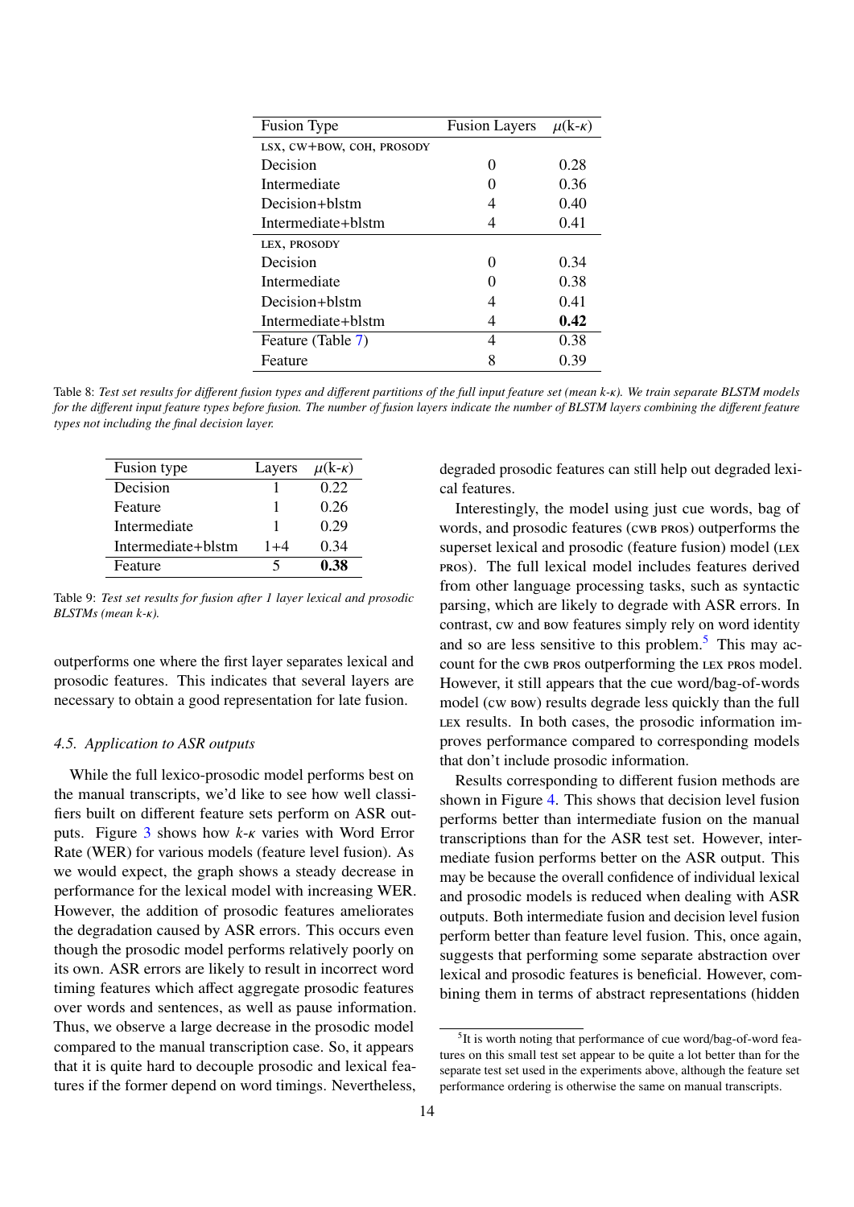| Fusion Type | Fusion Layers | $\mu$(k-$\kappa$) |
|---|---|---|
| LSX, CW+BOW, COH, PROSODY | | |
| Decision | 0 | 0.28 |
| Intermediate | 0 | 0.36 |
| Decision+blstm | 4 | 0.40 |
| Intermediate+blstm | 4 | 0.41 |
| LEX, PROSODY | | |
| Decision | 0 | 0.34 |
| Intermediate | 0 | 0.38 |
| Decision+blstm | 4 | 0.41 |
| Intermediate+blstm | 4 | **0.42** |
| Feature (Table 7) | 4 | 0.38 |
| Feature | 8 | 0.39 |

Table 8: *Test set results for different fusion types and different partitions of the full input feature set (mean k-$\kappa$). We train separate BLSTM models for the different input feature types before fusion. The number of fusion layers indicate the number of BLSTM layers combining the different feature types not including the final decision layer.*

| Fusion type | Layers | $\mu$(k-$\kappa$) |
|---|---|---|
| Decision | 1 | 0.22 |
| Feature | 1 | 0.26 |
| Intermediate | 1 | 0.29 |
| Intermediate+blstm | 1+4 | 0.34 |
| Feature | 5 | **0.38** |

Table 9: *Test set results for fusion after 1 layer lexical and prosodic BLSTMs (mean k-$\kappa$).*

outperforms one where the first layer separates lexical and prosodic features. This indicates that several layers are necessary to obtain a good representation for late fusion.

### 4.5. Application to ASR outputs

While the full lexico-prosodic model performs best on the manual transcripts, we'd like to see how well classifiers built on different feature sets perform on ASR outputs. Figure 3 shows how $k$-$\kappa$ varies with Word Error Rate (WER) for various models (feature level fusion). As we would expect, the graph shows a steady decrease in performance for the lexical model with increasing WER. However, the addition of prosodic features ameliorates the degradation caused by ASR errors. This occurs even though the prosodic model performs relatively poorly on its own. ASR errors are likely to result in incorrect word timing features which affect aggregate prosodic features over words and sentences, as well as pause information. Thus, we observe a large decrease in the prosodic model compared to the manual transcription case. So, it appears that it is quite hard to decouple prosodic and lexical features if the former depend on word timings. Nevertheless, degraded prosodic features can still help out degraded lexical features.

Interestingly, the model using just cue words, bag of words, and prosodic features (CWB PROS) outperforms the superset lexical and prosodic (feature fusion) model (LEX PROS). The full lexical model includes features derived from other language processing tasks, such as syntactic parsing, which are likely to degrade with ASR errors. In contrast, CW and BOW features simply rely on word identity and so are less sensitive to this problem.[5] This may account for the CWB PROS outperforming the LEX PROS model. However, it still appears that the cue word/bag-of-words model (CW BOW) results degrade less quickly than the full LEX results. In both cases, the prosodic information improves performance compared to corresponding models that don't include prosodic information.

Results corresponding to different fusion methods are shown in Figure 4. This shows that decision level fusion performs better than intermediate fusion on the manual transcriptions than for the ASR test set. However, intermediate fusion performs better on the ASR output. This may be because the overall confidence of individual lexical and prosodic models is reduced when dealing with ASR outputs. Both intermediate fusion and decision level fusion perform better than feature level fusion. This, once again, suggests that performing some separate abstraction over lexical and prosodic features is beneficial. However, combining them in terms of abstract representations (hidden

[5] It is worth noting that performance of cue word/bag-of-word features on this small test set appear to be quite a lot better than for the separate test set used in the experiments above, although the feature set performance ordering is otherwise the same on manual transcripts.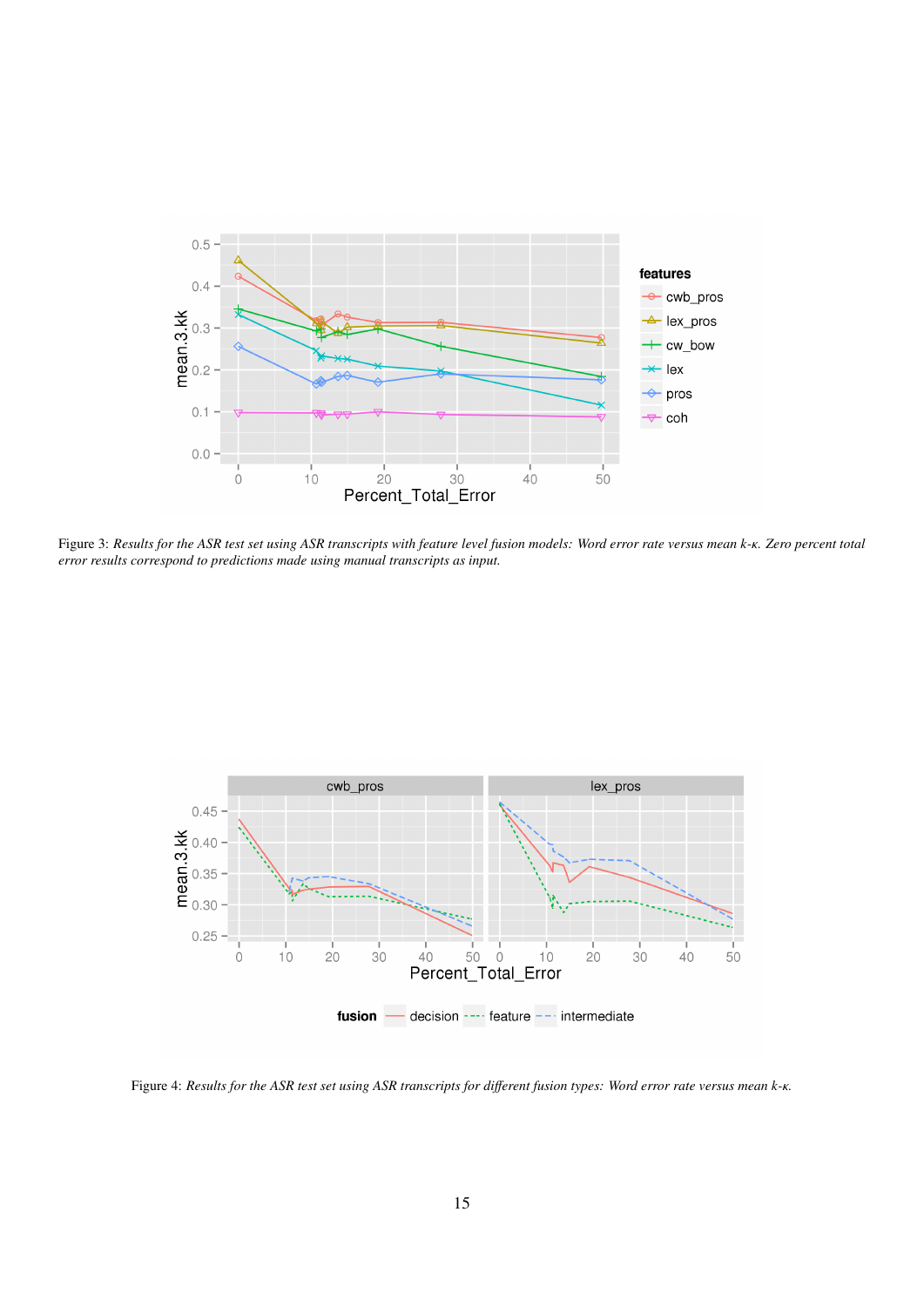Figure 3: *Results for the ASR test set using ASR transcripts with feature level fusion models: Word error rate versus mean k-κ. Zero percent total error results correspond to predictions made using manual transcripts as input.*

Figure 4: *Results for the ASR test set using ASR transcripts for different fusion types: Word error rate versus mean k-κ.*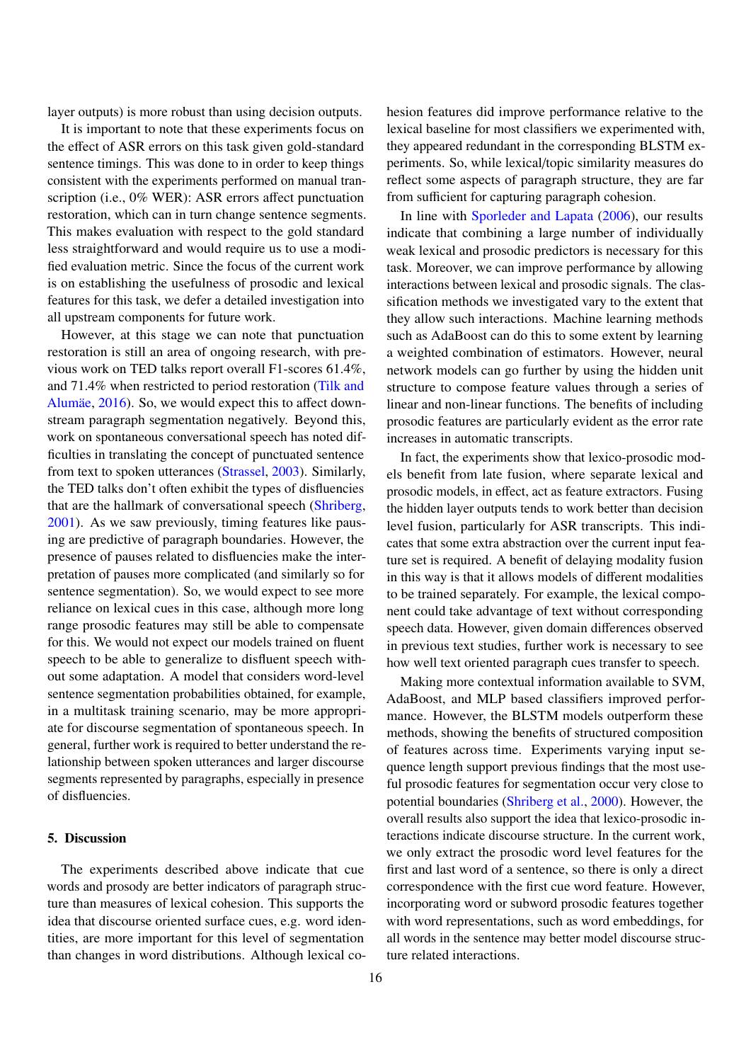layer outputs) is more robust than using decision outputs.

It is important to note that these experiments focus on the effect of ASR errors on this task given gold-standard sentence timings. This was done to in order to keep things consistent with the experiments performed on manual transcription (i.e., 0% WER): ASR errors affect punctuation restoration, which can in turn change sentence segments. This makes evaluation with respect to the gold standard less straightforward and would require us to use a modified evaluation metric. Since the focus of the current work is on establishing the usefulness of prosodic and lexical features for this task, we defer a detailed investigation into all upstream components for future work.

However, at this stage we can note that punctuation restoration is still an area of ongoing research, with previous work on TED talks report overall F1-scores 61.4%, and 71.4% when restricted to period restoration (Tilk and Alumäe, 2016). So, we would expect this to affect downstream paragraph segmentation negatively. Beyond this, work on spontaneous conversational speech has noted difficulties in translating the concept of punctuated sentence from text to spoken utterances (Strassel, 2003). Similarly, the TED talks don't often exhibit the types of disfluencies that are the hallmark of conversational speech (Shriberg, 2001). As we saw previously, timing features like pausing are predictive of paragraph boundaries. However, the presence of pauses related to disfluencies make the interpretation of pauses more complicated (and similarly so for sentence segmentation). So, we would expect to see more reliance on lexical cues in this case, although more long range prosodic features may still be able to compensate for this. We would not expect our models trained on fluent speech to be able to generalize to disfluent speech without some adaptation. A model that considers word-level sentence segmentation probabilities obtained, for example, in a multitask training scenario, may be more appropriate for discourse segmentation of spontaneous speech. In general, further work is required to better understand the relationship between spoken utterances and larger discourse segments represented by paragraphs, especially in presence of disfluencies.

## 5. Discussion

The experiments described above indicate that cue words and prosody are better indicators of paragraph structure than measures of lexical cohesion. This supports the idea that discourse oriented surface cues, e.g. word identities, are more important for this level of segmentation than changes in word distributions. Although lexical cohesion features did improve performance relative to the lexical baseline for most classifiers we experimented with, they appeared redundant in the corresponding BLSTM experiments. So, while lexical/topic similarity measures do reflect some aspects of paragraph structure, they are far from sufficient for capturing paragraph cohesion.

In line with Sporleder and Lapata (2006), our results indicate that combining a large number of individually weak lexical and prosodic predictors is necessary for this task. Moreover, we can improve performance by allowing interactions between lexical and prosodic signals. The classification methods we investigated vary to the extent that they allow such interactions. Machine learning methods such as AdaBoost can do this to some extent by learning a weighted combination of estimators. However, neural network models can go further by using the hidden unit structure to compose feature values through a series of linear and non-linear functions. The benefits of including prosodic features are particularly evident as the error rate increases in automatic transcripts.

In fact, the experiments show that lexico-prosodic models benefit from late fusion, where separate lexical and prosodic models, in effect, act as feature extractors. Fusing the hidden layer outputs tends to work better than decision level fusion, particularly for ASR transcripts. This indicates that some extra abstraction over the current input feature set is required. A benefit of delaying modality fusion in this way is that it allows models of different modalities to be trained separately. For example, the lexical component could take advantage of text without corresponding speech data. However, given domain differences observed in previous text studies, further work is necessary to see how well text oriented paragraph cues transfer to speech.

Making more contextual information available to SVM, AdaBoost, and MLP based classifiers improved performance. However, the BLSTM models outperform these methods, showing the benefits of structured composition of features across time. Experiments varying input sequence length support previous findings that the most useful prosodic features for segmentation occur very close to potential boundaries (Shriberg et al., 2000). However, the overall results also support the idea that lexico-prosodic interactions indicate discourse structure. In the current work, we only extract the prosodic word level features for the first and last word of a sentence, so there is only a direct correspondence with the first cue word feature. However, incorporating word or subword prosodic features together with word representations, such as word embeddings, for all words in the sentence may better model discourse structure related interactions.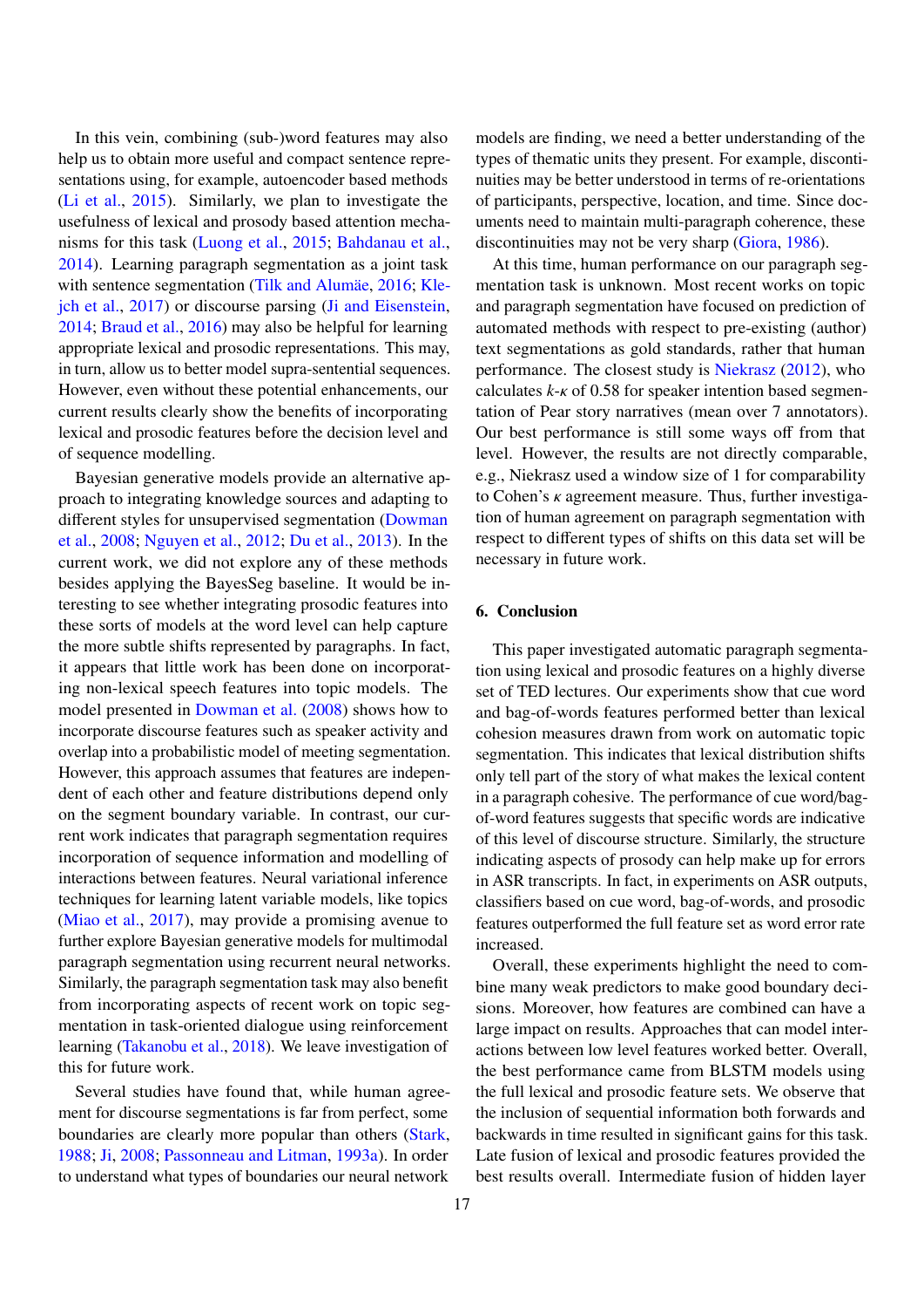In this vein, combining (sub-)word features may also help us to obtain more useful and compact sentence representations using, for example, autoencoder based methods (Li et al., 2015). Similarly, we plan to investigate the usefulness of lexical and prosody based attention mechanisms for this task (Luong et al., 2015; Bahdanau et al., 2014). Learning paragraph segmentation as a joint task with sentence segmentation (Tilk and Alumäe, 2016; Klejch et al., 2017) or discourse parsing (Ji and Eisenstein, 2014; Braud et al., 2016) may also be helpful for learning appropriate lexical and prosodic representations. This may, in turn, allow us to better model supra-sentential sequences. However, even without these potential enhancements, our current results clearly show the benefits of incorporating lexical and prosodic features before the decision level and of sequence modelling.

Bayesian generative models provide an alternative approach to integrating knowledge sources and adapting to different styles for unsupervised segmentation (Dowman et al., 2008; Nguyen et al., 2012; Du et al., 2013). In the current work, we did not explore any of these methods besides applying the BayesSeg baseline. It would be interesting to see whether integrating prosodic features into these sorts of models at the word level can help capture the more subtle shifts represented by paragraphs. In fact, it appears that little work has been done on incorporating non-lexical speech features into topic models. The model presented in Dowman et al. (2008) shows how to incorporate discourse features such as speaker activity and overlap into a probabilistic model of meeting segmentation. However, this approach assumes that features are independent of each other and feature distributions depend only on the segment boundary variable. In contrast, our current work indicates that paragraph segmentation requires incorporation of sequence information and modelling of interactions between features. Neural variational inference techniques for learning latent variable models, like topics (Miao et al., 2017), may provide a promising avenue to further explore Bayesian generative models for multimodal paragraph segmentation using recurrent neural networks. Similarly, the paragraph segmentation task may also benefit from incorporating aspects of recent work on topic segmentation in task-oriented dialogue using reinforcement learning (Takanobu et al., 2018). We leave investigation of this for future work.

Several studies have found that, while human agreement for discourse segmentations is far from perfect, some boundaries are clearly more popular than others (Stark, 1988; Ji, 2008; Passonneau and Litman, 1993a). In order to understand what types of boundaries our neural network models are finding, we need a better understanding of the types of thematic units they present. For example, discontinuities may be better understood in terms of re-orientations of participants, perspective, location, and time. Since documents need to maintain multi-paragraph coherence, these discontinuities may not be very sharp (Giora, 1986).

At this time, human performance on our paragraph segmentation task is unknown. Most recent works on topic and paragraph segmentation have focused on prediction of automated methods with respect to pre-existing (author) text segmentations as gold standards, rather that human performance. The closest study is Niekrasz (2012), who calculates $k$-$\kappa$ of 0.58 for speaker intention based segmentation of Pear story narratives (mean over 7 annotators). Our best performance is still some ways off from that level. However, the results are not directly comparable, e.g., Niekrasz used a window size of 1 for comparability to Cohen's $\kappa$ agreement measure. Thus, further investigation of human agreement on paragraph segmentation with respect to different types of shifts on this data set will be necessary in future work.

## 6. Conclusion

This paper investigated automatic paragraph segmentation using lexical and prosodic features on a highly diverse set of TED lectures. Our experiments show that cue word and bag-of-words features performed better than lexical cohesion measures drawn from work on automatic topic segmentation. This indicates that lexical distribution shifts only tell part of the story of what makes the lexical content in a paragraph cohesive. The performance of cue word/bag-of-word features suggests that specific words are indicative of this level of discourse structure. Similarly, the structure indicating aspects of prosody can help make up for errors in ASR transcripts. In fact, in experiments on ASR outputs, classifiers based on cue word, bag-of-words, and prosodic features outperformed the full feature set as word error rate increased.

Overall, these experiments highlight the need to combine many weak predictors to make good boundary decisions. Moreover, how features are combined can have a large impact on results. Approaches that can model interactions between low level features worked better. Overall, the best performance came from BLSTM models using the full lexical and prosodic feature sets. We observe that the inclusion of sequential information both forwards and backwards in time resulted in significant gains for this task. Late fusion of lexical and prosodic features provided the best results overall. Intermediate fusion of hidden layer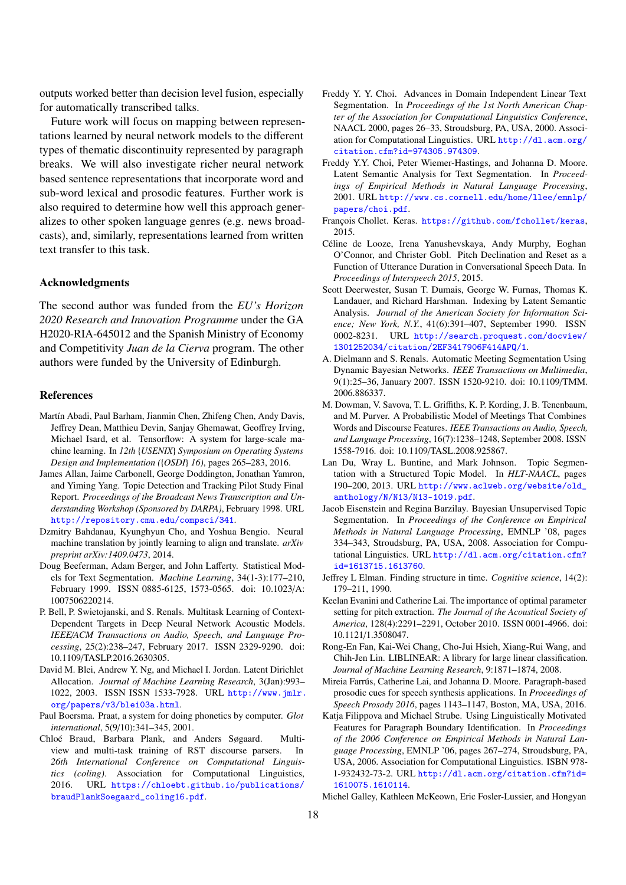outputs worked better than decision level fusion, especially for automatically transcribed talks.

Future work will focus on mapping between representations learned by neural network models to the different types of thematic discontinuity represented by paragraph breaks. We will also investigate richer neural network based sentence representations that incorporate word and sub-word lexical and prosodic features. Further work is also required to determine how well this approach generalizes to other spoken language genres (e.g. news broadcasts), and, similarly, representations learned from written text transfer to this task.

## Acknowledgments

The second author was funded from the *EU's Horizon 2020 Research and Innovation Programme* under the GA H2020-RIA-645012 and the Spanish Ministry of Economy and Competitivity *Juan de la Cierva* program. The other authors were funded by the University of Edinburgh.

## References

Martín Abadi, Paul Barham, Jianmin Chen, Zhifeng Chen, Andy Davis, Jeffrey Dean, Matthieu Devin, Sanjay Ghemawat, Geoffrey Irving, Michael Isard, et al. Tensorflow: A system for large-scale machine learning. In *12th {USENIX} Symposium on Operating Systems Design and Implementation ({OSDI} 16)*, pages 265–283, 2016.

James Allan, Jaime Carbonell, George Doddington, Jonathan Yamron, and Yiming Yang. Topic Detection and Tracking Pilot Study Final Report. *Proceedings of the Broadcast News Transcription and Understanding Workshop (Sponsored by DARPA)*, February 1998. URL http://repository.cmu.edu/compsci/341.

Dzmitry Bahdanau, Kyunghyun Cho, and Yoshua Bengio. Neural machine translation by jointly learning to align and translate. *arXiv preprint arXiv:1409.0473*, 2014.

Doug Beeferman, Adam Berger, and John Lafferty. Statistical Models for Text Segmentation. *Machine Learning*, 34(1-3):177–210, February 1999. ISSN 0885-6125, 1573-0565. doi: 10.1023/A:1007506220214.

P. Bell, P. Swietojanski, and S. Renals. Multitask Learning of Context-Dependent Targets in Deep Neural Network Acoustic Models. *IEEE/ACM Transactions on Audio, Speech, and Language Processing*, 25(2):238–247, February 2017. ISSN 2329-9290. doi: 10.1109/TASLP.2016.2630305.

David M. Blei, Andrew Y. Ng, and Michael I. Jordan. Latent Dirichlet Allocation. *Journal of Machine Learning Research*, 3(Jan):993–1022, 2003. ISSN ISSN 1533-7928. URL http://www.jmlr.org/papers/v3/blei03a.html.

Paul Boersma. Praat, a system for doing phonetics by computer. *Glot international*, 5(9/10):341–345, 2001.

Chloé Braud, Barbara Plank, and Anders Søgaard. Multi-view and multi-task training of RST discourse parsers. In *26th International Conference on Computational Linguistics (coling)*. Association for Computational Linguistics, 2016. URL https://chloebt.github.io/publications/braudPlankSoegaard_coling16.pdf.

Freddy Y. Y. Choi. Advances in Domain Independent Linear Text Segmentation. In *Proceedings of the 1st North American Chapter of the Association for Computational Linguistics Conference*, NAACL 2000, pages 26–33, Stroudsburg, PA, USA, 2000. Association for Computational Linguistics. URL http://dl.acm.org/citation.cfm?id=974305.974309.

Freddy Y.Y. Choi, Peter Wiemer-Hastings, and Johanna D. Moore. Latent Semantic Analysis for Text Segmentation. In *Proceedings of Empirical Methods in Natural Language Processing*, 2001. URL http://www.cs.cornell.edu/home/llee/emnlp/papers/choi.pdf.

François Chollet. Keras. https://github.com/fchollet/keras, 2015.

Céline de Looze, Irena Yanushevskaya, Andy Murphy, Eoghan O'Connor, and Christer Gobl. Pitch Declination and Reset as a Function of Utterance Duration in Conversational Speech Data. In *Proceedings of Interspeech 2015*, 2015.

Scott Deerwester, Susan T. Dumais, George W. Furnas, Thomas K. Landauer, and Richard Harshman. Indexing by Latent Semantic Analysis. *Journal of the American Society for Information Science; New York, N.Y.*, 41(6):391–407, September 1990. ISSN 0002-8231. URL http://search.proquest.com/docview/1301252034/citation/2EF3417906F414APQ/1.

A. Dielmann and S. Renals. Automatic Meeting Segmentation Using Dynamic Bayesian Networks. *IEEE Transactions on Multimedia*, 9(1):25–36, January 2007. ISSN 1520-9210. doi: 10.1109/TMM.2006.886337.

M. Dowman, V. Savova, T. L. Griffiths, K. P. Kording, J. B. Tenenbaum, and M. Purver. A Probabilistic Model of Meetings That Combines Words and Discourse Features. *IEEE Transactions on Audio, Speech, and Language Processing*, 16(7):1238–1248, September 2008. ISSN 1558-7916. doi: 10.1109/TASL.2008.925867.

Lan Du, Wray L. Buntine, and Mark Johnson. Topic Segmentation with a Structured Topic Model. In *HLT-NAACL*, pages 190–200, 2013. URL http://www.aclweb.org/website/old_anthology/N/N13/N13-1019.pdf.

Jacob Eisenstein and Regina Barzilay. Bayesian Unsupervised Topic Segmentation. In *Proceedings of the Conference on Empirical Methods in Natural Language Processing*, EMNLP '08, pages 334–343, Stroudsburg, PA, USA, 2008. Association for Computational Linguistics. URL http://dl.acm.org/citation.cfm?id=1613715.1613760.

Jeffrey L Elman. Finding structure in time. *Cognitive science*, 14(2):179–211, 1990.

Keelan Evanini and Catherine Lai. The importance of optimal parameter setting for pitch extraction. *The Journal of the Acoustical Society of America*, 128(4):2291–2291, October 2010. ISSN 0001-4966. doi: 10.1121/1.3508047.

Rong-En Fan, Kai-Wei Chang, Cho-Jui Hsieh, Xiang-Rui Wang, and Chih-Jen Lin. LIBLINEAR: A library for large linear classification. *Journal of Machine Learning Research*, 9:1871–1874, 2008.

Mireia Farrús, Catherine Lai, and Johanna D. Moore. Paragraph-based prosodic cues for speech synthesis applications. In *Proceedings of Speech Prosody 2016*, pages 1143–1147, Boston, MA, USA, 2016.

Katja Filippova and Michael Strube. Using Linguistically Motivated Features for Paragraph Boundary Identification. In *Proceedings of the 2006 Conference on Empirical Methods in Natural Language Processing*, EMNLP '06, pages 267–274, Stroudsburg, PA, USA, 2006. Association for Computational Linguistics. ISBN 978-1-932432-73-2. URL http://dl.acm.org/citation.cfm?id=1610075.1610114.

Michel Galley, Kathleen McKeown, Eric Fosler-Lussier, and Hongyan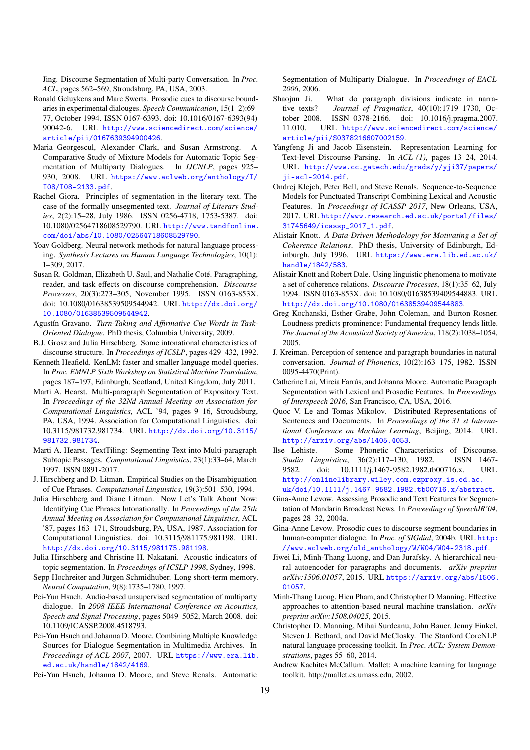Jing. Discourse Segmentation of Multi-party Conversation. In *Proc. ACL*, pages 562–569, Stroudsburg, PA, USA, 2003.

Ronald Geluykens and Marc Swerts. Prosodic cues to discourse boundaries in experimental dialouges. *Speech Communication*, 15(1–2):69–77, October 1994. ISSN 0167-6393. doi: 10.1016/0167-6393(94)90042-6. URL http://www.sciencedirect.com/science/article/pii/0167639394900426.

Maria Georgescul, Alexander Clark, and Susan Armstrong. A Comparative Study of Mixture Models for Automatic Topic Segmentation of Multiparty Dialogues. In *IJCNLP*, pages 925–930, 2008. URL https://www.aclweb.org/anthology/I/I08/I08-2133.pdf.

Rachel Giora. Principles of segmentation in the literary text. The case of the formally unsegmented text. *Journal of Literary Studies*, 2(2):15–28, July 1986. ISSN 0256-4718, 1753-5387. doi: 10.1080/02564718608529790. URL http://www.tandfonline.com/doi/abs/10.1080/02564718608529790.

Yoav Goldberg. Neural network methods for natural language processing. *Synthesis Lectures on Human Language Technologies*, 10(1):1–309, 2017.

Susan R. Goldman, Elizabeth U. Saul, and Nathalie Coté. Paragraphing, reader, and task effects on discourse comprehension. *Discourse Processes*, 20(3):273–305, November 1995. ISSN 0163-853X. doi: 10.1080/01638539509544942. URL http://dx.doi.org/10.1080/01638539509544942.

Agustín Gravano. *Turn-Taking and Affirmative Cue Words in Task-Oriented Dialogue*. PhD thesis, Columbia University, 2009.

B.J. Grosz and Julia Hirschberg. Some intonational characteristics of discourse structure. In *Proceedings of ICSLP*, pages 429–432, 1992.

Kenneth Heafield. KenLM: faster and smaller language model queries. In *Proc. EMNLP Sixth Workshop on Statistical Machine Translation*, pages 187–197, Edinburgh, Scotland, United Kingdom, July 2011.

Marti A. Hearst. Multi-paragraph Segmentation of Expository Text. In *Proceedings of the 32Nd Annual Meeting on Association for Computational Linguistics*, ACL '94, pages 9–16, Stroudsburg, PA, USA, 1994. Association for Computational Linguistics. doi: 10.3115/981732.981734. URL http://dx.doi.org/10.3115/981732.981734.

Marti A. Hearst. TextTiling: Segmenting Text into Multi-paragraph Subtopic Passages. *Computational Linguistics*, 23(1):33–64, March 1997. ISSN 0891-2017.

J. Hirschberg and D. Litman. Empirical Studies on the Disambiguation of Cue Phrases. *Computational Linguistics*, 19(3):501–530, 1994.

Julia Hirschberg and Diane Litman. Now Let's Talk About Now: Identifying Cue Phrases Intonationally. In *Proceedings of the 25th Annual Meeting on Association for Computational Linguistics*, ACL '87, pages 163–171, Stroudsburg, PA, USA, 1987. Association for Computational Linguistics. doi: 10.3115/981175.981198. URL http://dx.doi.org/10.3115/981175.981198.

Julia Hirschberg and Christine H. Nakatani. Acoustic indicators of topic segmentation. In *Proceedings of ICSLP 1998*, Sydney, 1998.

Sepp Hochreiter and Jürgen Schmidhuber. Long short-term memory. *Neural Computation*, 9(8):1735–1780, 1997.

Pei-Yun Hsueh. Audio-based unsupervised segmentation of multiparty dialogue. In *2008 IEEE International Conference on Acoustics, Speech and Signal Processing*, pages 5049–5052, March 2008. doi: 10.1109/ICASSP.2008.4518793.

Pei-Yun Hsueh and Johanna D. Moore. Combining Multiple Knowledge Sources for Dialogue Segmentation in Multimedia Archives. In *Proceedings of ACL 2007*, 2007. URL https://www.era.lib.ed.ac.uk/handle/1842/4169.

Pei-Yun Hsueh, Johanna D. Moore, and Steve Renals. Automatic Segmentation of Multiparty Dialogue. In *Proceedings of EACL 2006*, 2006.

Shaojun Ji. What do paragraph divisions indicate in narrative texts? *Journal of Pragmatics*, 40(10):1719–1730, October 2008. ISSN 0378-2166. doi: 10.1016/j.pragma.2007.11.010. URL http://www.sciencedirect.com/science/article/pii/S0378216607002159.

Yangfeng Ji and Jacob Eisenstein. Representation Learning for Text-level Discourse Parsing. In *ACL (1)*, pages 13–24, 2014. URL http://www.cc.gatech.edu/grads/y/yji37/papers/ji-acl-2014.pdf.

Ondrej Klejch, Peter Bell, and Steve Renals. Sequence-to-Sequence Models for Punctuated Transcript Combining Lexical and Acoustic Features. In *Proceedings of ICASSP 2017*, New Orleans, USA, 2017. URL http://www.research.ed.ac.uk/portal/files/31745649/icassp_2017_1.pdf.

Alistair Knott. *A Data-Driven Methodology for Motivating a Set of Coherence Relations*. PhD thesis, University of Edinburgh, Edinburgh, July 1996. URL https://www.era.lib.ed.ac.uk/handle/1842/583.

Alistair Knott and Robert Dale. Using linguistic phenomena to motivate a set of coherence relations. *Discourse Processes*, 18(1):35–62, July 1994. ISSN 0163-853X. doi: 10.1080/01638539409544883. URL http://dx.doi.org/10.1080/01638539409544883.

Greg Kochanski, Esther Grabe, John Coleman, and Burton Rosner. Loudness predicts prominence: Fundamental frequency lends little. *The Journal of the Acoustical Society of America*, 118(2):1038–1054, 2005.

J. Kreiman. Perception of sentence and paragraph boundaries in natural conversation. *Journal of Phonetics*, 10(2):163–175, 1982. ISSN 0095-4470(Print).

Catherine Lai, Mireia Farrús, and Johanna Moore. Automatic Paragraph Segmentation with Lexical and Prosodic Features. In *Proceedings of Interspeech 2016*, San Francisco, CA, USA, 2016.

Quoc V. Le and Tomas Mikolov. Distributed Representations of Sentences and Documents. In *Proceedings of the 31 st International Conference on Machine Learning*, Beijing, 2014. URL http://arxiv.org/abs/1405.4053.

Ilse Lehiste. Some Phonetic Characteristics of Discourse. *Studia Linguistica*, 36(2):117–130, 1982. ISSN 1467-9582. doi: 10.1111/j.1467-9582.1982.tb00716.x. URL http://onlinelibrary.wiley.com.ezproxy.is.ed.ac.uk/doi/10.1111/j.1467-9582.1982.tb00716.x/abstract.

Gina-Anne Levow. Assessing Prosodic and Text Features for Segmentation of Mandarin Broadcast News. In *Proceedings of SpeechIR'04*, pages 28–32, 2004a.

Gina-Anne Levow. Prosodic cues to discourse segment boundaries in human-computer dialogue. In *Proc. of SIGdial*, 2004b. URL http://www.aclweb.org/old_anthology/W/W04/W04-2318.pdf.

Jiwei Li, Minh-Thang Luong, and Dan Jurafsky. A hierarchical neural autoencoder for paragraphs and documents. *arXiv preprint arXiv:1506.01057*, 2015. URL https://arxiv.org/abs/1506.01057.

Minh-Thang Luong, Hieu Pham, and Christopher D Manning. Effective approaches to attention-based neural machine translation. *arXiv preprint arXiv:1508.04025*, 2015.

Christopher D. Manning, Mihai Surdeanu, John Bauer, Jenny Finkel, Steven J. Bethard, and David McClosky. The Stanford CoreNLP natural language processing toolkit. In *Proc. ACL: System Demonstrations*, pages 55–60, 2014.

Andrew Kachites McCallum. Mallet: A machine learning for language toolkit. http://mallet.cs.umass.edu, 2002.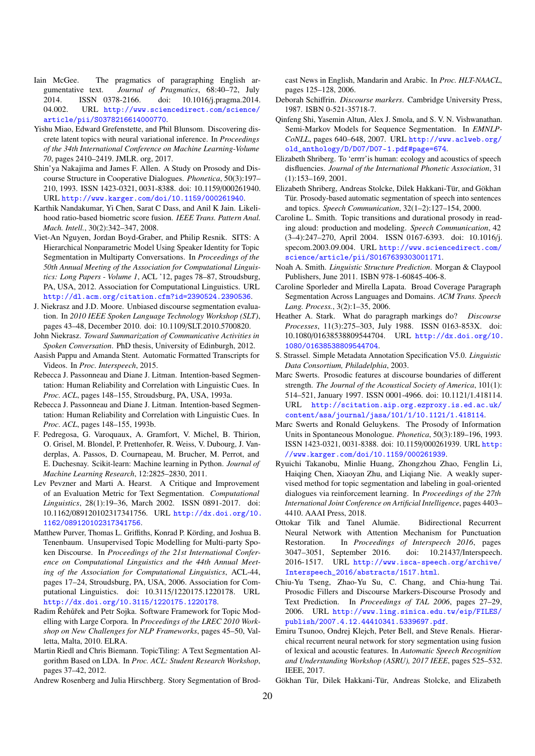Iain McGee. The pragmatics of paragraphing English argumentative text. *Journal of Pragmatics*, 68:40–72, July 2014. ISSN 0378-2166. doi: 10.1016/j.pragma.2014.04.002. URL http://www.sciencedirect.com/science/article/pii/S0378216614000770.

Yishu Miao, Edward Grefenstette, and Phil Blunsom. Discovering discrete latent topics with neural variational inference. In *Proceedings of the 34th International Conference on Machine Learning-Volume 70*, pages 2410–2419. JMLR. org, 2017.

Shin'ya Nakajima and James F. Allen. A Study on Prosody and Discourse Structure in Cooperative Dialogues. *Phonetica*, 50(3):197–210, 1993. ISSN 1423-0321, 0031-8388. doi: 10.1159/000261940. URL http://www.karger.com/doi/10.1159/000261940.

Karthik Nandakumar, Yi Chen, Sarat C Dass, and Anil K Jain. Likelihood ratio-based biometric score fusion. *IEEE Trans. Pattern Anal. Mach. Intell.*, 30(2):342–347, 2008.

Viet-An Nguyen, Jordan Boyd-Graber, and Philip Resnik. SITS: A Hierarchical Nonparametric Model Using Speaker Identity for Topic Segmentation in Multiparty Conversations. In *Proceedings of the 50th Annual Meeting of the Association for Computational Linguistics: Long Papers - Volume 1*, ACL '12, pages 78–87, Stroudsburg, PA, USA, 2012. Association for Computational Linguistics. URL http://dl.acm.org/citation.cfm?id=2390524.2390536.

J. Niekrasz and J.D. Moore. Unbiased discourse segmentation evaluation. In *2010 IEEE Spoken Language Technology Workshop (SLT)*, pages 43–48, December 2010. doi: 10.1109/SLT.2010.5700820.

John Niekrasz. *Toward Summarization of Communicative Activities in Spoken Conversation*. PhD thesis, University of Edinburgh, 2012.

Aasish Pappu and Amanda Stent. Automatic Formatted Transcripts for Videos. In *Proc. Interspeech*, 2015.

Rebecca J. Passonneau and Diane J. Litman. Intention-based Segmentation: Human Reliability and Correlation with Linguistic Cues. In *Proc. ACL*, pages 148–155, Stroudsburg, PA, USA, 1993a.

Rebecca J. Passonneau and Diane J. Litman. Intention-based Segmentation: Human Reliability and Correlation with Linguistic Cues. In *Proc. ACL*, pages 148–155, 1993b.

F. Pedregosa, G. Varoquaux, A. Gramfort, V. Michel, B. Thirion, O. Grisel, M. Blondel, P. Prettenhofer, R. Weiss, V. Dubourg, J. Vanderplas, A. Passos, D. Cournapeau, M. Brucher, M. Perrot, and E. Duchesnay. Scikit-learn: Machine learning in Python. *Journal of Machine Learning Research*, 12:2825–2830, 2011.

Lev Pevzner and Marti A. Hearst. A Critique and Improvement of an Evaluation Metric for Text Segmentation. *Computational Linguistics*, 28(1):19–36, March 2002. ISSN 0891-2017. doi: 10.1162/089120102317341756. URL http://dx.doi.org/10.1162/089120102317341756.

Matthew Purver, Thomas L. Griffiths, Konrad P. Körding, and Joshua B. Tenenbaum. Unsupervised Topic Modelling for Multi-party Spoken Discourse. In *Proceedings of the 21st International Conference on Computational Linguistics and the 44th Annual Meeting of the Association for Computational Linguistics*, ACL-44, pages 17–24, Stroudsburg, PA, USA, 2006. Association for Computational Linguistics. doi: 10.3115/1220175.1220178. URL http://dx.doi.org/10.3115/1220175.1220178.

Radim Řehůřek and Petr Sojka. Software Framework for Topic Modelling with Large Corpora. In *Proceedings of the LREC 2010 Workshop on New Challenges for NLP Frameworks*, pages 45–50, Valletta, Malta, 2010. ELRA.

Martin Riedl and Chris Biemann. TopicTiling: A Text Segmentation Algorithm Based on LDA. In *Proc. ACL: Student Research Workshop*, pages 37–42, 2012.

Andrew Rosenberg and Julia Hirschberg. Story Segmentation of Broadcast News in English, Mandarin and Arabic. In *Proc. HLT-NAACL*, pages 125–128, 2006.

Deborah Schiffrin. *Discourse markers*. Cambridge University Press, 1987. ISBN 0-521-35718-7.

Qinfeng Shi, Yasemin Altun, Alex J. Smola, and S. V. N. Vishwanathan. Semi-Markov Models for Sequence Segmentation. In *EMNLP-CoNLL*, pages 640–648, 2007. URL http://www.aclweb.org/old_anthology/D/D07/D07-1.pdf#page=674.

Elizabeth Shriberg. To 'errrr' is human: ecology and acoustics of speech disfluencies. *Journal of the International Phonetic Association*, 31 (1):153–169, 2001.

Elizabeth Shriberg, Andreas Stolcke, Dilek Hakkani-Tür, and Gökhan Tür. Prosody-based automatic segmentation of speech into sentences and topics. *Speech Communication*, 32(1–2):127–154, 2000.

Caroline L. Smith. Topic transitions and durational prosody in reading aloud: production and modeling. *Speech Communication*, 42 (3–4):247–270, April 2004. ISSN 0167-6393. doi: 10.1016/j.specom.2003.09.004. URL http://www.sciencedirect.com/science/article/pii/S0167639303001171.

Noah A. Smith. *Linguistic Structure Prediction*. Morgan & Claypool Publishers, June 2011. ISBN 978-1-60845-406-8.

Caroline Sporleder and Mirella Lapata. Broad Coverage Paragraph Segmentation Across Languages and Domains. *ACM Trans. Speech Lang. Process.*, 3(2):1–35, 2006.

Heather A. Stark. What do paragraph markings do? *Discourse Processes*, 11(3):275–303, July 1988. ISSN 0163-853X. doi: 10.1080/01638538809544704. URL http://dx.doi.org/10.1080/01638538809544704.

S. Strassel. Simple Metadata Annotation Specification V5.0. *Linguistic Data Consortium, Philadelphia*, 2003.

Marc Swerts. Prosodic features at discourse boundaries of different strength. *The Journal of the Acoustical Society of America*, 101(1): 514–521, January 1997. ISSN 0001-4966. doi: 10.1121/1.418114. URL http://scitation.aip.org.ezproxy.is.ed.ac.uk/content/asa/journal/jasa/101/1/10.1121/1.418114.

Marc Swerts and Ronald Geluykens. The Prosody of Information Units in Spontaneous Monologue. *Phonetica*, 50(3):189–196, 1993. ISSN 1423-0321, 0031-8388. doi: 10.1159/000261939. URL http://www.karger.com/doi/10.1159/000261939.

Ryuichi Takanobu, Minlie Huang, Zhongzhou Zhao, Fenglin Li, Haiqing Chen, Xiaoyan Zhu, and Liqiang Nie. A weakly supervised method for topic segmentation and labeling in goal-oriented dialogues via reinforcement learning. In *Proceedings of the 27th International Joint Conference on Artificial Intelligence*, pages 4403–4410. AAAI Press, 2018.

Ottokar Tilk and Tanel Alumäe. Bidirectional Recurrent Neural Network with Attention Mechanism for Punctuation Restoration. In *Proceedings of Interspeech 2016*, pages 3047–3051, September 2016. doi: 10.21437/Interspeech.2016-1517. URL http://www.isca-speech.org/archive/Interspeech_2016/abstracts/1517.html.

Chiu-Yu Tseng, Zhao-Yu Su, C. Chang, and Chia-hung Tai. Prosodic Fillers and Discourse Markers-Discourse Prosody and Text Prediction. In *Proceedings of TAL 2006*, pages 27–29, 2006. URL http://www.ling.sinica.edu.tw/eip/FILES/publish/2007.4.12.44410341.5339697.pdf.

Emiru Tsunoo, Ondrej Klejch, Peter Bell, and Steve Renals. Hierarchical recurrent neural network for story segmentation using fusion of lexical and acoustic features. In *Automatic Speech Recognition and Understanding Workshop (ASRU), 2017 IEEE*, pages 525–532. IEEE, 2017.

Gökhan Tür, Dilek Hakkani-Tür, Andreas Stolcke, and Elizabeth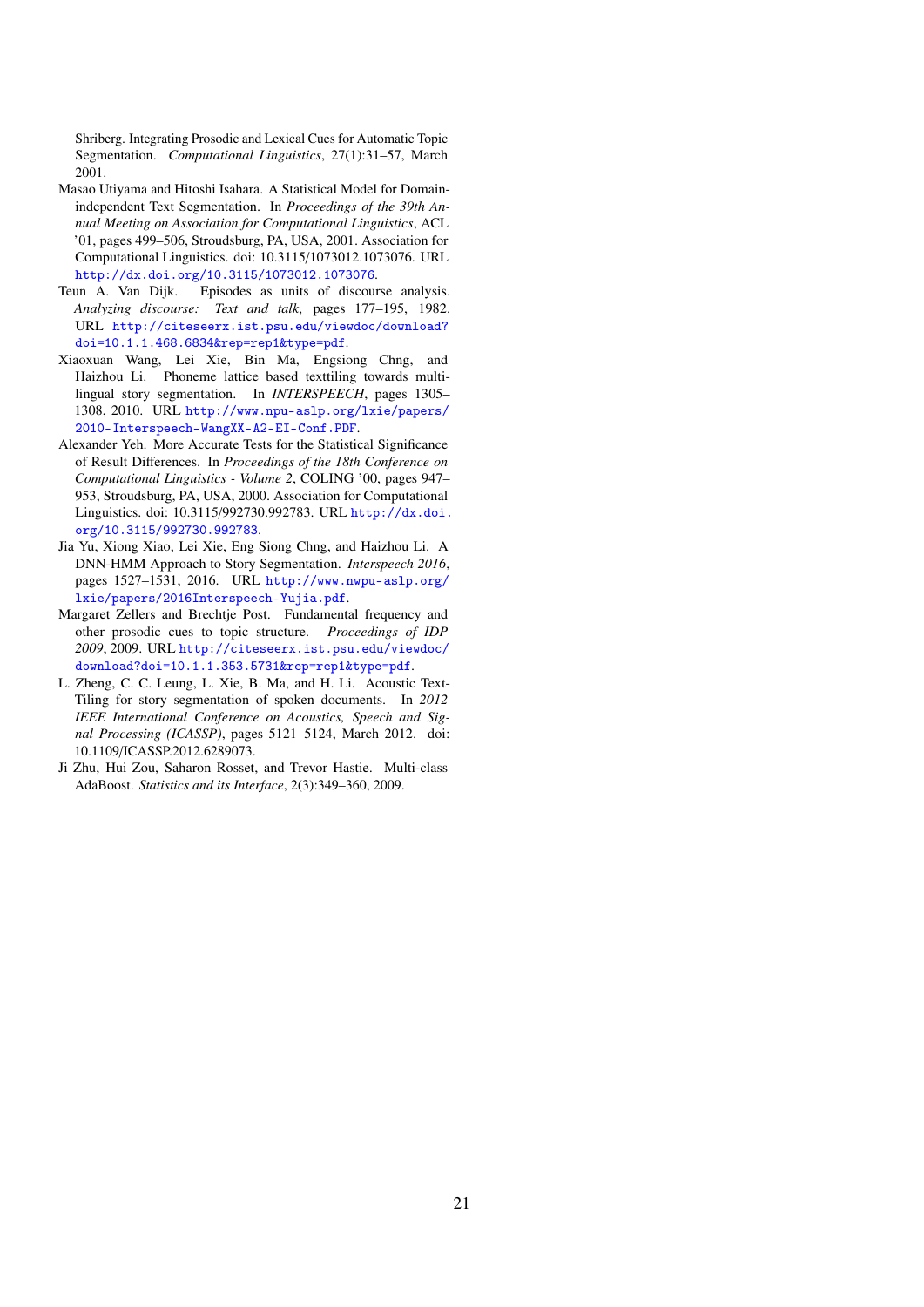Shriberg. Integrating Prosodic and Lexical Cues for Automatic Topic Segmentation. *Computational Linguistics*, 27(1):31–57, March 2001.

Masao Utiyama and Hitoshi Isahara. A Statistical Model for Domain-independent Text Segmentation. In *Proceedings of the 39th Annual Meeting on Association for Computational Linguistics*, ACL '01, pages 499–506, Stroudsburg, PA, USA, 2001. Association for Computational Linguistics. doi: 10.3115/1073012.1073076. URL http://dx.doi.org/10.3115/1073012.1073076.

Teun A. Van Dijk. Episodes as units of discourse analysis. *Analyzing discourse: Text and talk*, pages 177–195, 1982. URL http://citeseerx.ist.psu.edu/viewdoc/download?doi=10.1.1.468.6834&rep=rep1&type=pdf.

Xiaoxuan Wang, Lei Xie, Bin Ma, Engsiong Chng, and Haizhou Li. Phoneme lattice based texttiling towards multilingual story segmentation. In *INTERSPEECH*, pages 1305–1308, 2010. URL http://www.npu-aslp.org/lxie/papers/2010-Interspeech-WangXX-A2-EI-Conf.PDF.

Alexander Yeh. More Accurate Tests for the Statistical Significance of Result Differences. In *Proceedings of the 18th Conference on Computational Linguistics - Volume 2*, COLING '00, pages 947–953, Stroudsburg, PA, USA, 2000. Association for Computational Linguistics. doi: 10.3115/992730.992783. URL http://dx.doi.org/10.3115/992730.992783.

Jia Yu, Xiong Xiao, Lei Xie, Eng Siong Chng, and Haizhou Li. A DNN-HMM Approach to Story Segmentation. *Interspeech 2016*, pages 1527–1531, 2016. URL http://www.nwpu-aslp.org/lxie/papers/2016Interspeech-Yujia.pdf.

Margaret Zellers and Brechtje Post. Fundamental frequency and other prosodic cues to topic structure. *Proceedings of IDP 2009*, 2009. URL http://citeseerx.ist.psu.edu/viewdoc/download?doi=10.1.1.353.5731&rep=rep1&type=pdf.

L. Zheng, C. C. Leung, L. Xie, B. Ma, and H. Li. Acoustic TextTiling for story segmentation of spoken documents. In *2012 IEEE International Conference on Acoustics, Speech and Signal Processing (ICASSP)*, pages 5121–5124, March 2012. doi: 10.1109/ICASSP.2012.6289073.

Ji Zhu, Hui Zou, Saharon Rosset, and Trevor Hastie. Multi-class AdaBoost. *Statistics and its Interface*, 2(3):349–360, 2009.